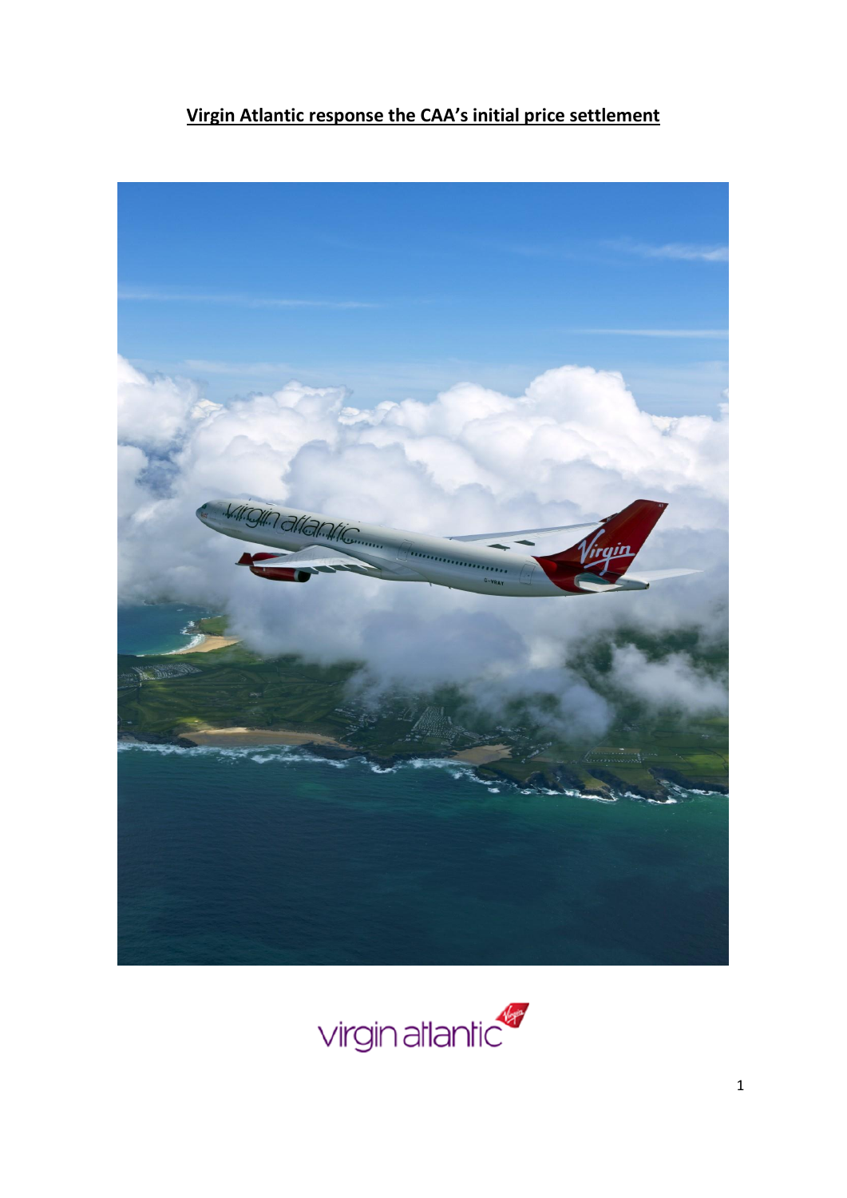# Virgin Atlantic response the CAA's initial price settlement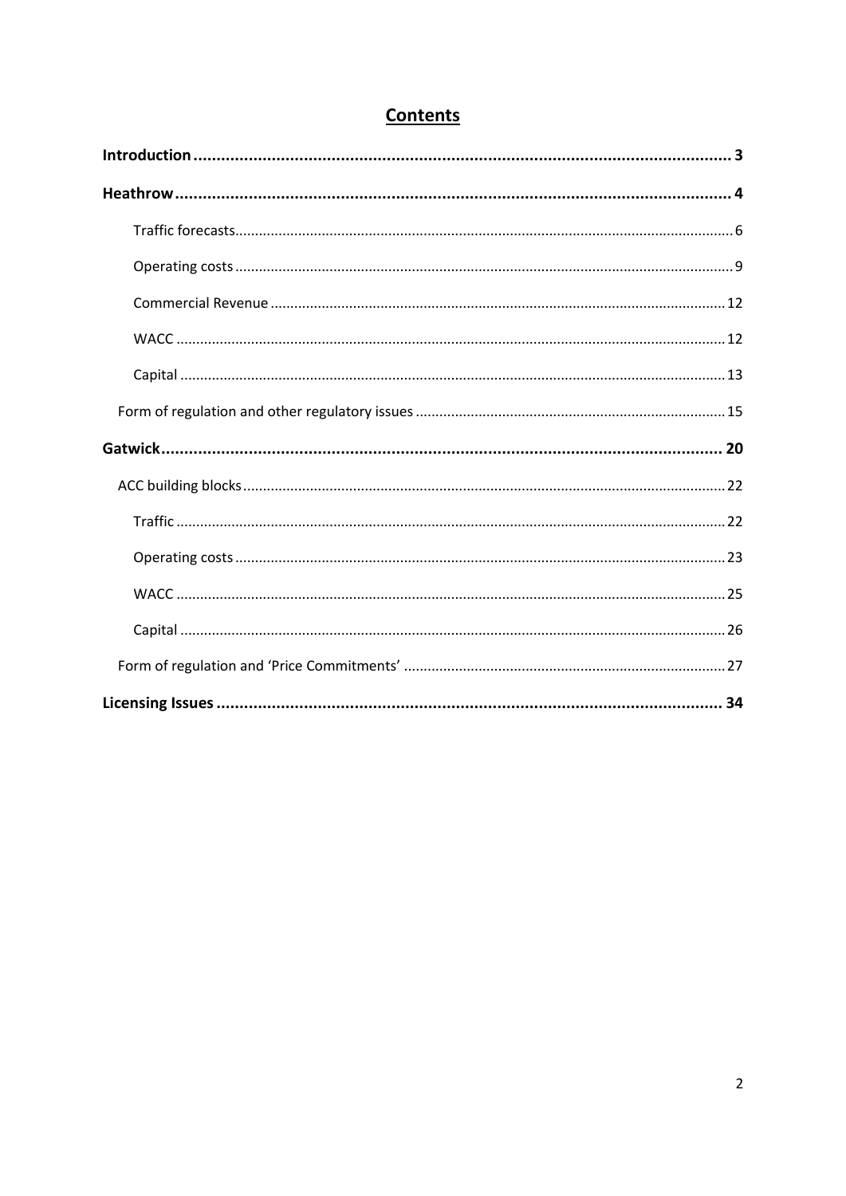# Contents

**Introduction** .......... 3

**Heathrow** .......... 4

- Traffic forecasts .......... 6
- Operating costs .......... 9
- Commercial Revenue .......... 12
- WACC .......... 12
- Capital .......... 13

Form of regulation and other regulatory issues .......... 15

**Gatwick** .......... 20

ACC building blocks .......... 22

- Traffic .......... 22
- Operating costs .......... 23
- WACC .......... 25
- Capital .......... 26

Form of regulation and 'Price Commitments' .......... 27

**Licensing Issues** .......... 34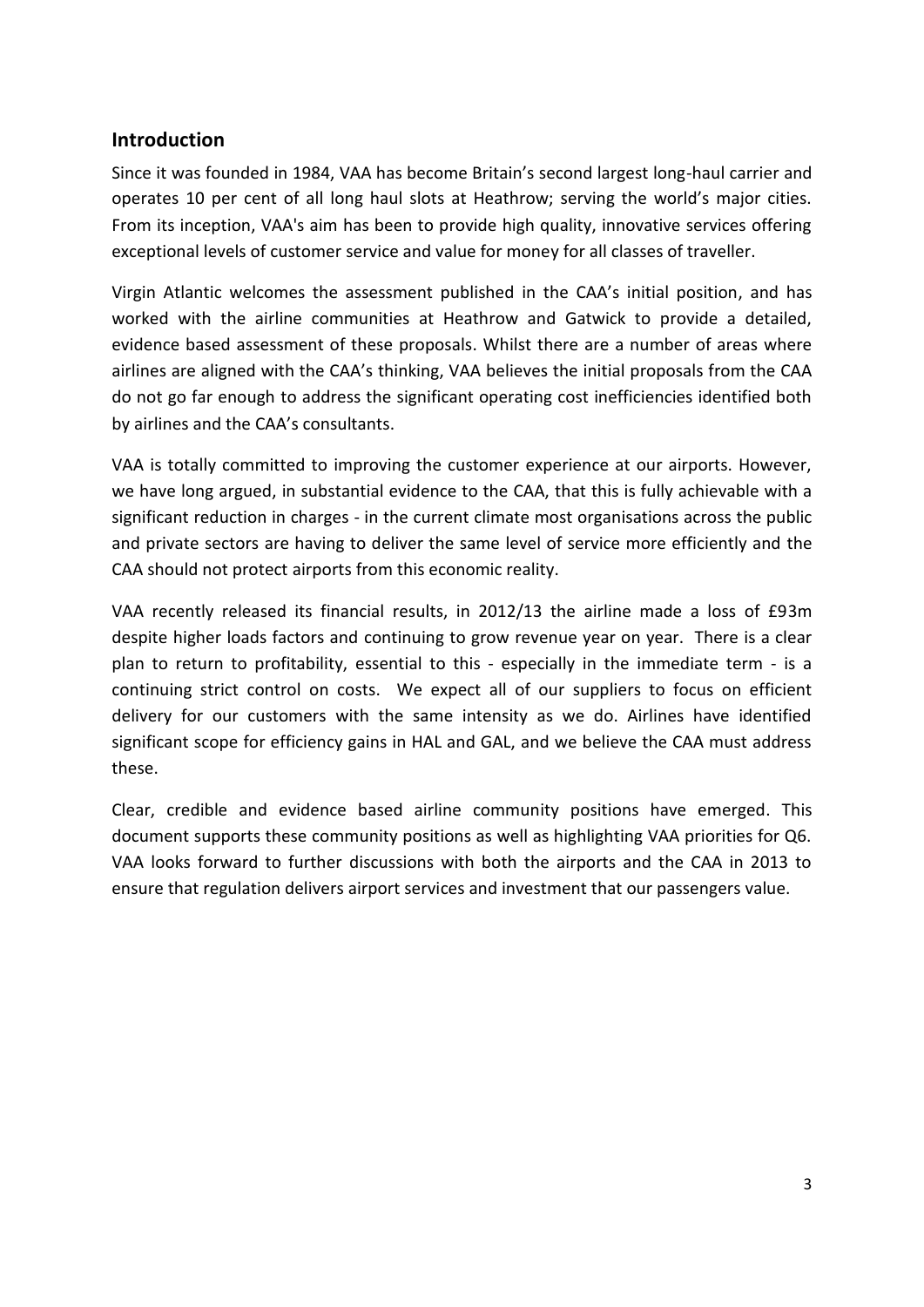## Introduction

Since it was founded in 1984, VAA has become Britain's second largest long-haul carrier and operates 10 per cent of all long haul slots at Heathrow; serving the world's major cities. From its inception, VAA's aim has been to provide high quality, innovative services offering exceptional levels of customer service and value for money for all classes of traveller.

Virgin Atlantic welcomes the assessment published in the CAA's initial position, and has worked with the airline communities at Heathrow and Gatwick to provide a detailed, evidence based assessment of these proposals. Whilst there are a number of areas where airlines are aligned with the CAA's thinking, VAA believes the initial proposals from the CAA do not go far enough to address the significant operating cost inefficiencies identified both by airlines and the CAA's consultants.

VAA is totally committed to improving the customer experience at our airports. However, we have long argued, in substantial evidence to the CAA, that this is fully achievable with a significant reduction in charges - in the current climate most organisations across the public and private sectors are having to deliver the same level of service more efficiently and the CAA should not protect airports from this economic reality.

VAA recently released its financial results, in 2012/13 the airline made a loss of £93m despite higher loads factors and continuing to grow revenue year on year. There is a clear plan to return to profitability, essential to this - especially in the immediate term - is a continuing strict control on costs. We expect all of our suppliers to focus on efficient delivery for our customers with the same intensity as we do. Airlines have identified significant scope for efficiency gains in HAL and GAL, and we believe the CAA must address these.

Clear, credible and evidence based airline community positions have emerged. This document supports these community positions as well as highlighting VAA priorities for Q6. VAA looks forward to further discussions with both the airports and the CAA in 2013 to ensure that regulation delivers airport services and investment that our passengers value.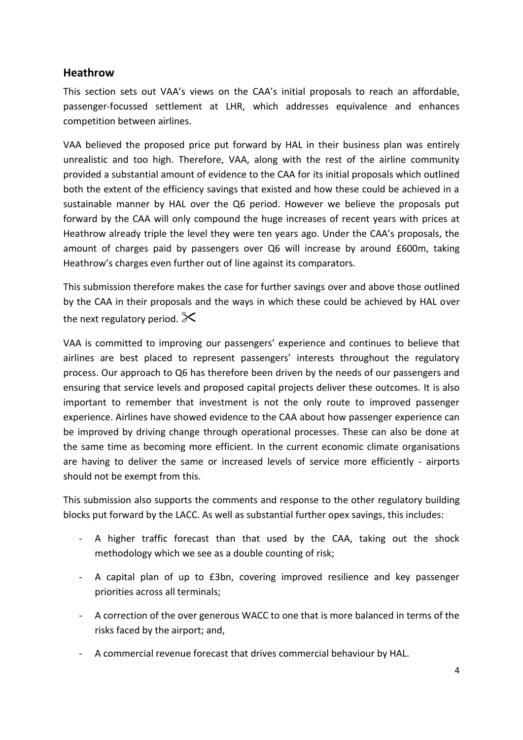## Heathrow

This section sets out VAA's views on the CAA's initial proposals to reach an affordable, passenger-focussed settlement at LHR, which addresses equivalence and enhances competition between airlines.

VAA believed the proposed price put forward by HAL in their business plan was entirely unrealistic and too high. Therefore, VAA, along with the rest of the airline community provided a substantial amount of evidence to the CAA for its initial proposals which outlined both the extent of the efficiency savings that existed and how these could be achieved in a sustainable manner by HAL over the Q6 period. However we believe the proposals put forward by the CAA will only compound the huge increases of recent years with prices at Heathrow already triple the level they were ten years ago. Under the CAA's proposals, the amount of charges paid by passengers over Q6 will increase by around £600m, taking Heathrow's charges even further out of line against its comparators.

This submission therefore makes the case for further savings over and above those outlined by the CAA in their proposals and the ways in which these could be achieved by HAL over the next regulatory period. ✂

VAA is committed to improving our passengers' experience and continues to believe that airlines are best placed to represent passengers' interests throughout the regulatory process. Our approach to Q6 has therefore been driven by the needs of our passengers and ensuring that service levels and proposed capital projects deliver these outcomes. It is also important to remember that investment is not the only route to improved passenger experience. Airlines have showed evidence to the CAA about how passenger experience can be improved by driving change through operational processes. These can also be done at the same time as becoming more efficient. In the current economic climate organisations are having to deliver the same or increased levels of service more efficiently - airports should not be exempt from this.

This submission also supports the comments and response to the other regulatory building blocks put forward by the LACC. As well as substantial further opex savings, this includes:

- A higher traffic forecast than that used by the CAA, taking out the shock methodology which we see as a double counting of risk;
- A capital plan of up to £3bn, covering improved resilience and key passenger priorities across all terminals;
- A correction of the over generous WACC to one that is more balanced in terms of the risks faced by the airport; and,
- A commercial revenue forecast that drives commercial behaviour by HAL.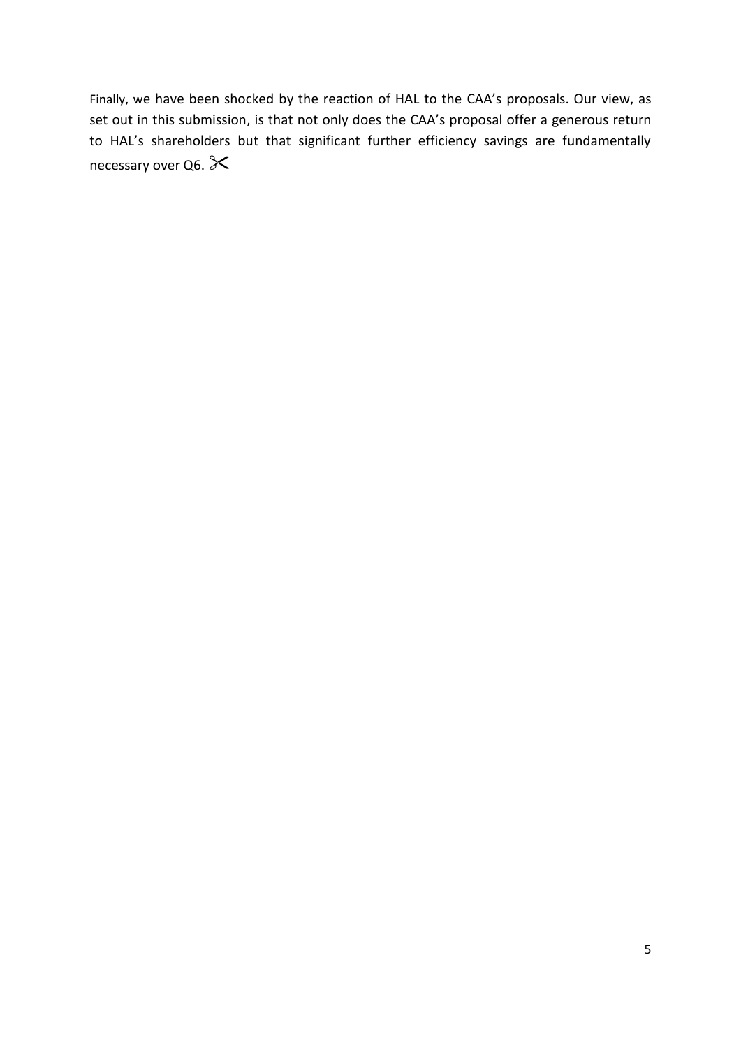Finally, we have been shocked by the reaction of HAL to the CAA's proposals. Our view, as set out in this submission, is that not only does the CAA's proposal offer a generous return to HAL's shareholders but that significant further efficiency savings are fundamentally necessary over Q6. ✂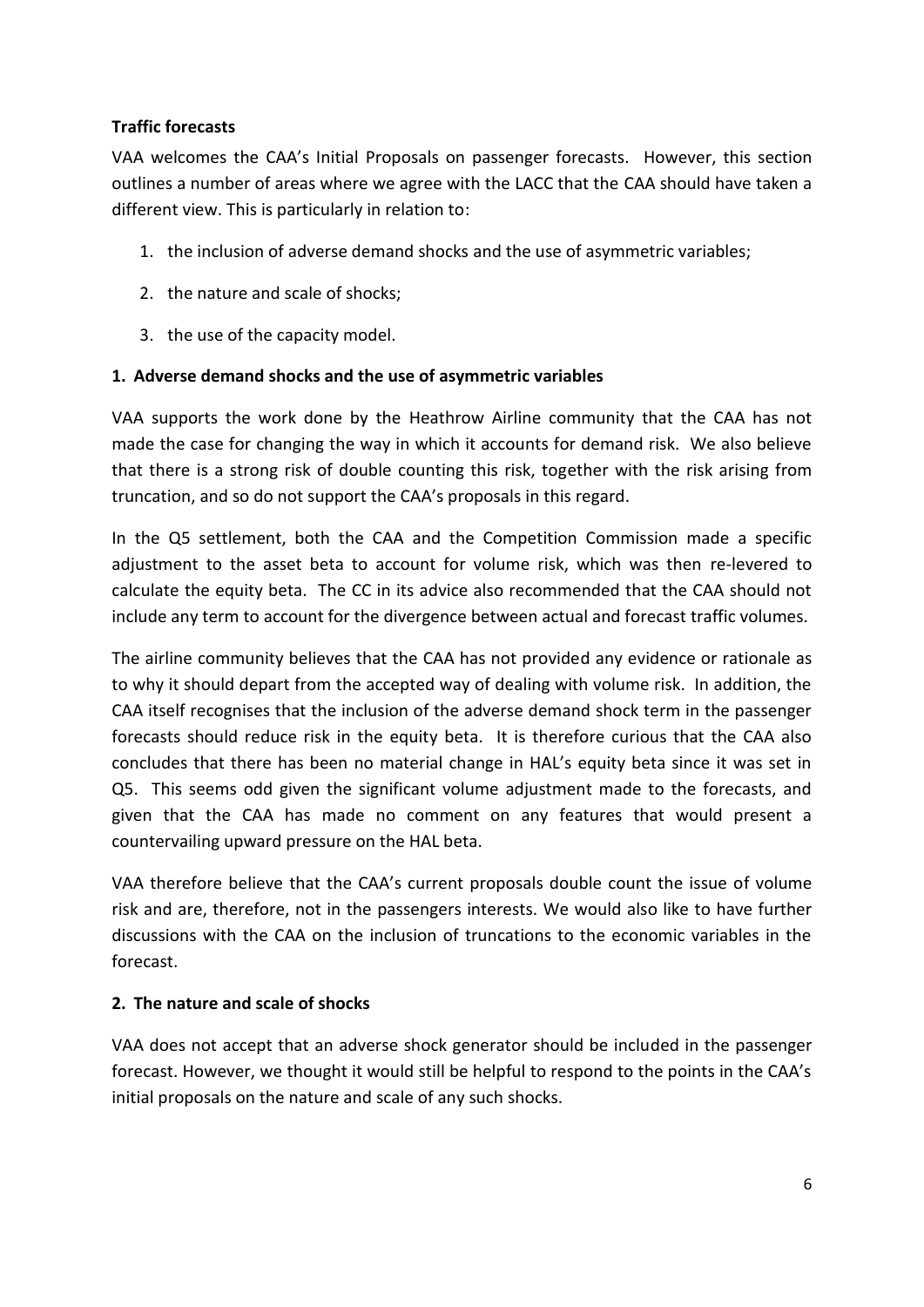**Traffic forecasts**

VAA welcomes the CAA's Initial Proposals on passenger forecasts. However, this section outlines a number of areas where we agree with the LACC that the CAA should have taken a different view. This is particularly in relation to:

1. the inclusion of adverse demand shocks and the use of asymmetric variables;
2. the nature and scale of shocks;
3. the use of the capacity model.

**1. Adverse demand shocks and the use of asymmetric variables**

VAA supports the work done by the Heathrow Airline community that the CAA has not made the case for changing the way in which it accounts for demand risk. We also believe that there is a strong risk of double counting this risk, together with the risk arising from truncation, and so do not support the CAA's proposals in this regard.

In the Q5 settlement, both the CAA and the Competition Commission made a specific adjustment to the asset beta to account for volume risk, which was then re-levered to calculate the equity beta. The CC in its advice also recommended that the CAA should not include any term to account for the divergence between actual and forecast traffic volumes.

The airline community believes that the CAA has not provided any evidence or rationale as to why it should depart from the accepted way of dealing with volume risk. In addition, the CAA itself recognises that the inclusion of the adverse demand shock term in the passenger forecasts should reduce risk in the equity beta. It is therefore curious that the CAA also concludes that there has been no material change in HAL's equity beta since it was set in Q5. This seems odd given the significant volume adjustment made to the forecasts, and given that the CAA has made no comment on any features that would present a countervailing upward pressure on the HAL beta.

VAA therefore believe that the CAA's current proposals double count the issue of volume risk and are, therefore, not in the passengers interests. We would also like to have further discussions with the CAA on the inclusion of truncations to the economic variables in the forecast.

**2. The nature and scale of shocks**

VAA does not accept that an adverse shock generator should be included in the passenger forecast. However, we thought it would still be helpful to respond to the points in the CAA's initial proposals on the nature and scale of any such shocks.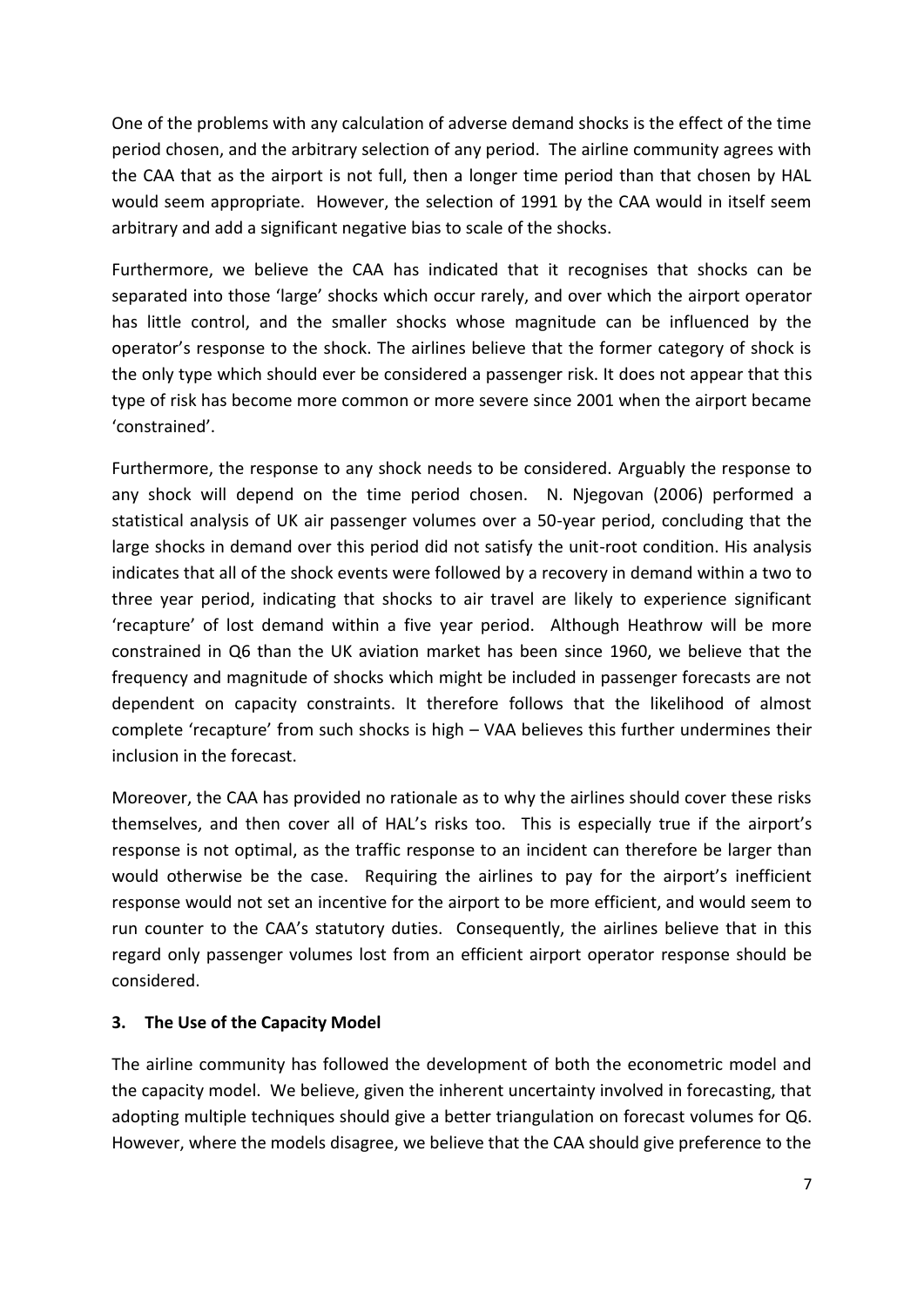One of the problems with any calculation of adverse demand shocks is the effect of the time period chosen, and the arbitrary selection of any period. The airline community agrees with the CAA that as the airport is not full, then a longer time period than that chosen by HAL would seem appropriate. However, the selection of 1991 by the CAA would in itself seem arbitrary and add a significant negative bias to scale of the shocks.

Furthermore, we believe the CAA has indicated that it recognises that shocks can be separated into those 'large' shocks which occur rarely, and over which the airport operator has little control, and the smaller shocks whose magnitude can be influenced by the operator's response to the shock. The airlines believe that the former category of shock is the only type which should ever be considered a passenger risk. It does not appear that this type of risk has become more common or more severe since 2001 when the airport became 'constrained'.

Furthermore, the response to any shock needs to be considered. Arguably the response to any shock will depend on the time period chosen. N. Njegovan (2006) performed a statistical analysis of UK air passenger volumes over a 50-year period, concluding that the large shocks in demand over this period did not satisfy the unit-root condition. His analysis indicates that all of the shock events were followed by a recovery in demand within a two to three year period, indicating that shocks to air travel are likely to experience significant 'recapture' of lost demand within a five year period. Although Heathrow will be more constrained in Q6 than the UK aviation market has been since 1960, we believe that the frequency and magnitude of shocks which might be included in passenger forecasts are not dependent on capacity constraints. It therefore follows that the likelihood of almost complete 'recapture' from such shocks is high – VAA believes this further undermines their inclusion in the forecast.

Moreover, the CAA has provided no rationale as to why the airlines should cover these risks themselves, and then cover all of HAL's risks too. This is especially true if the airport's response is not optimal, as the traffic response to an incident can therefore be larger than would otherwise be the case. Requiring the airlines to pay for the airport's inefficient response would not set an incentive for the airport to be more efficient, and would seem to run counter to the CAA's statutory duties. Consequently, the airlines believe that in this regard only passenger volumes lost from an efficient airport operator response should be considered.

### 3. The Use of the Capacity Model

The airline community has followed the development of both the econometric model and the capacity model. We believe, given the inherent uncertainty involved in forecasting, that adopting multiple techniques should give a better triangulation on forecast volumes for Q6. However, where the models disagree, we believe that the CAA should give preference to the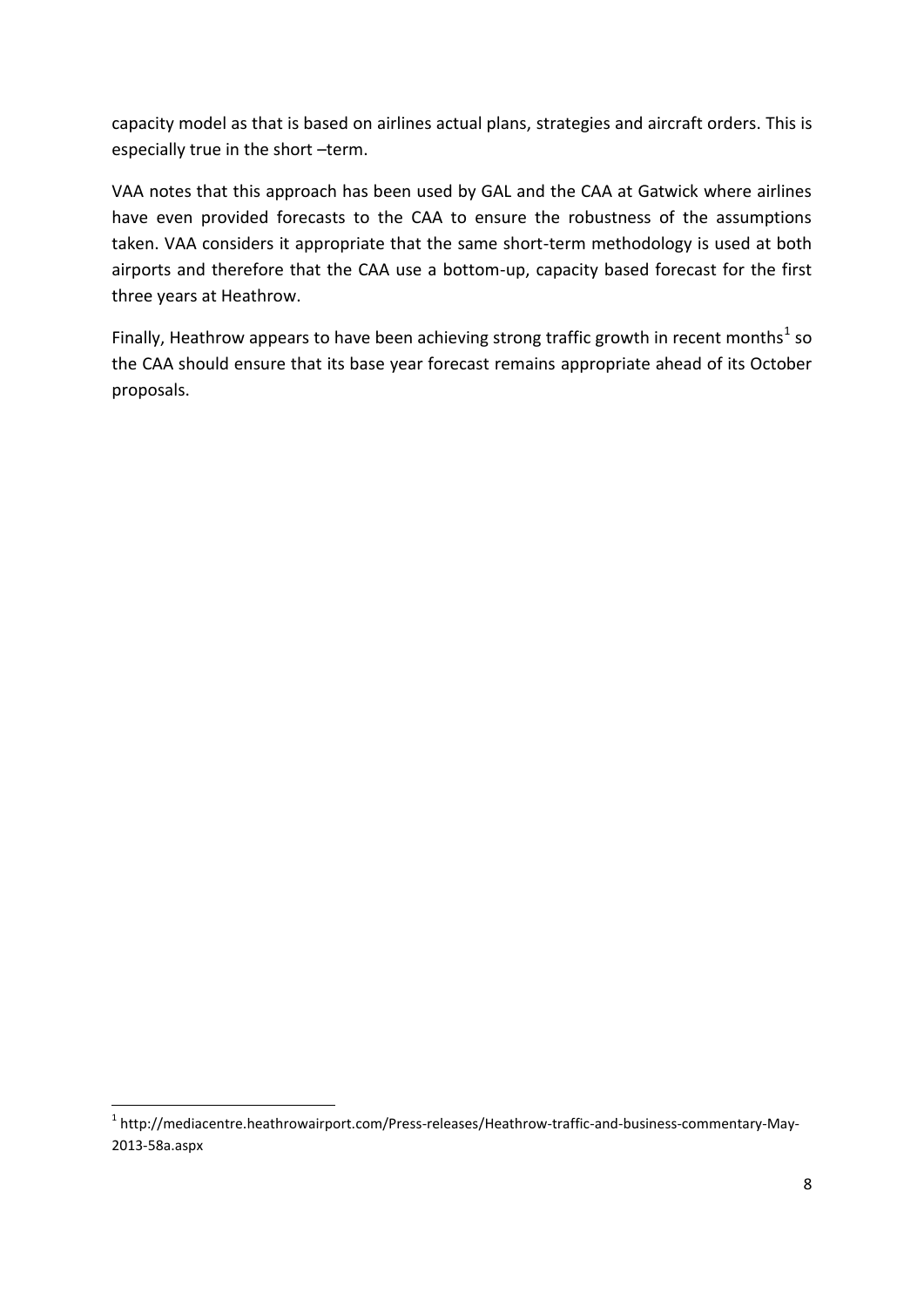capacity model as that is based on airlines actual plans, strategies and aircraft orders. This is especially true in the short –term.

VAA notes that this approach has been used by GAL and the CAA at Gatwick where airlines have even provided forecasts to the CAA to ensure the robustness of the assumptions taken. VAA considers it appropriate that the same short-term methodology is used at both airports and therefore that the CAA use a bottom-up, capacity based forecast for the first three years at Heathrow.

Finally, Heathrow appears to have been achieving strong traffic growth in recent months[1] so the CAA should ensure that its base year forecast remains appropriate ahead of its October proposals.

---

[1] http://mediacentre.heathrowairport.com/Press-releases/Heathrow-traffic-and-business-commentary-May-2013-58a.aspx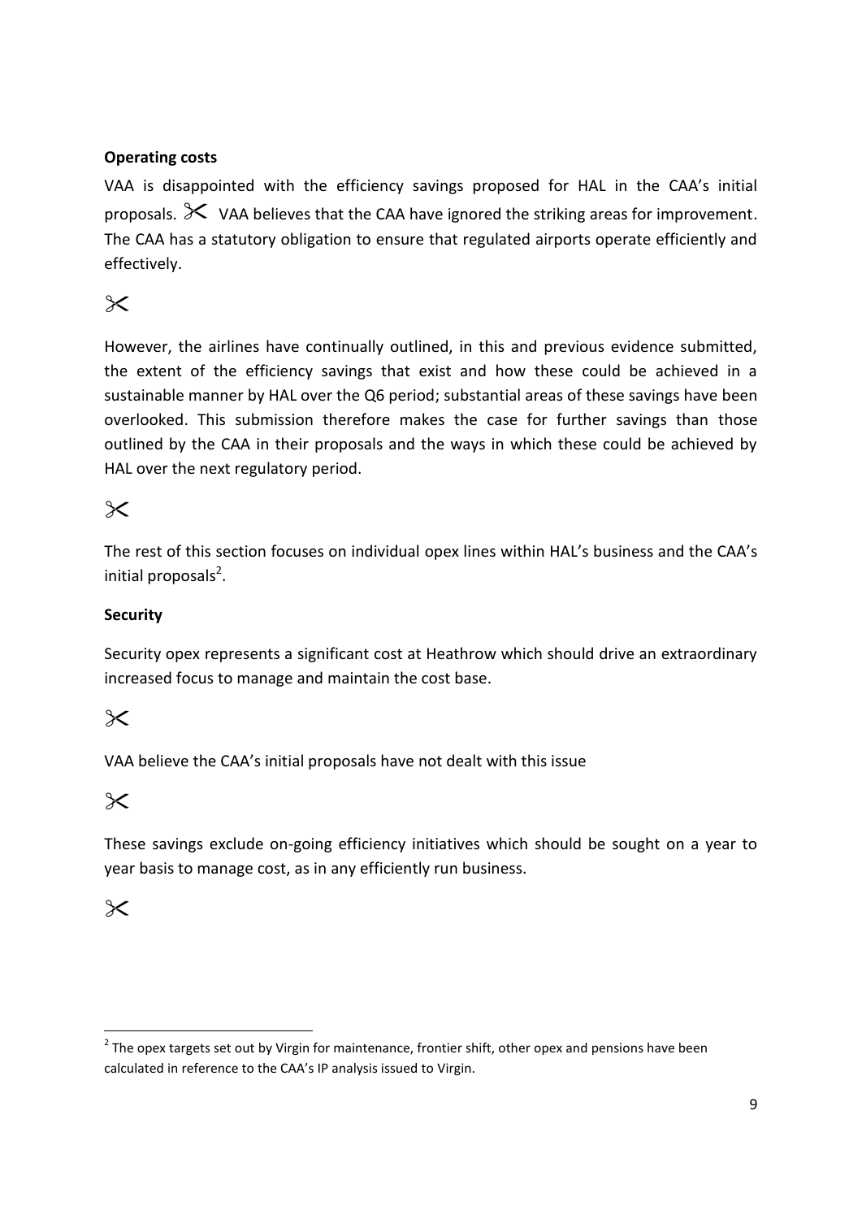**Operating costs**

VAA is disappointed with the efficiency savings proposed for HAL in the CAA's initial proposals. ✂ VAA believes that the CAA have ignored the striking areas for improvement. The CAA has a statutory obligation to ensure that regulated airports operate efficiently and effectively.

✂

However, the airlines have continually outlined, in this and previous evidence submitted, the extent of the efficiency savings that exist and how these could be achieved in a sustainable manner by HAL over the Q6 period; substantial areas of these savings have been overlooked. This submission therefore makes the case for further savings than those outlined by the CAA in their proposals and the ways in which these could be achieved by HAL over the next regulatory period.

✂

The rest of this section focuses on individual opex lines within HAL's business and the CAA's initial proposals[2].

**Security**

Security opex represents a significant cost at Heathrow which should drive an extraordinary increased focus to manage and maintain the cost base.

✂

VAA believe the CAA's initial proposals have not dealt with this issue

✂

These savings exclude on-going efficiency initiatives which should be sought on a year to year basis to manage cost, as in any efficiently run business.

✂

[2] The opex targets set out by Virgin for maintenance, frontier shift, other opex and pensions have been calculated in reference to the CAA's IP analysis issued to Virgin.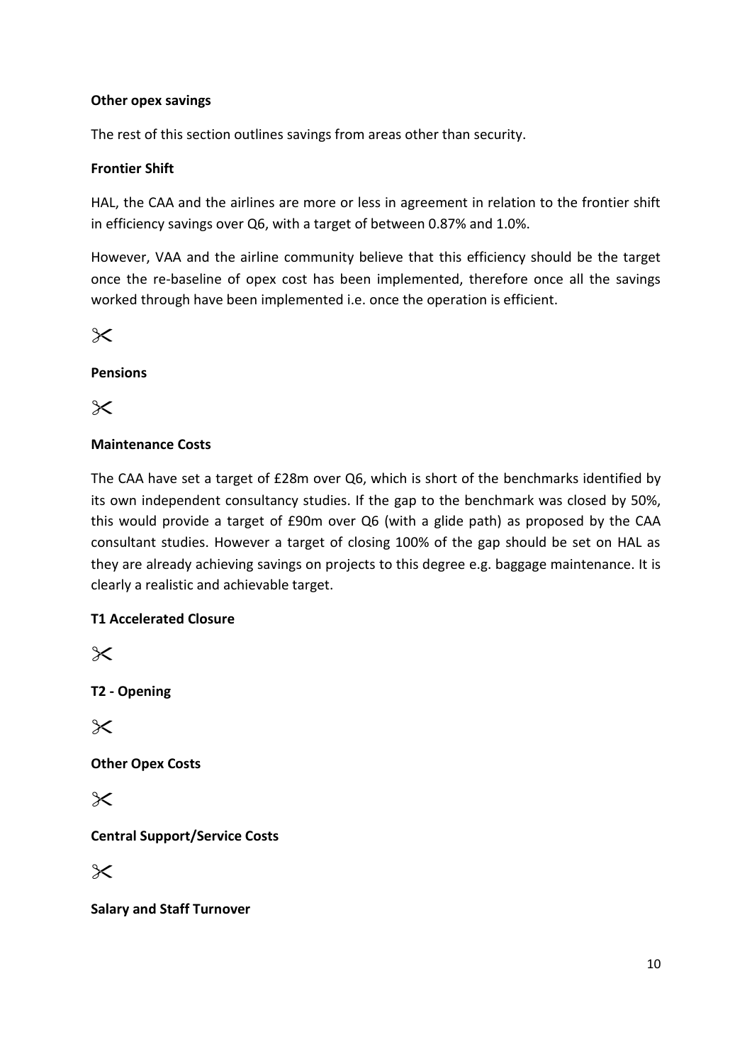**Other opex savings**

The rest of this section outlines savings from areas other than security.

**Frontier Shift**

HAL, the CAA and the airlines are more or less in agreement in relation to the frontier shift in efficiency savings over Q6, with a target of between 0.87% and 1.0%.

However, VAA and the airline community believe that this efficiency should be the target once the re-baseline of opex cost has been implemented, therefore once all the savings worked through have been implemented i.e. once the operation is efficient.

✂

**Pensions**

✂

**Maintenance Costs**

The CAA have set a target of £28m over Q6, which is short of the benchmarks identified by its own independent consultancy studies. If the gap to the benchmark was closed by 50%, this would provide a target of £90m over Q6 (with a glide path) as proposed by the CAA consultant studies. However a target of closing 100% of the gap should be set on HAL as they are already achieving savings on projects to this degree e.g. baggage maintenance. It is clearly a realistic and achievable target.

**T1 Accelerated Closure**

✂

**T2 - Opening**

✂

**Other Opex Costs**

✂

**Central Support/Service Costs**

✂

**Salary and Staff Turnover**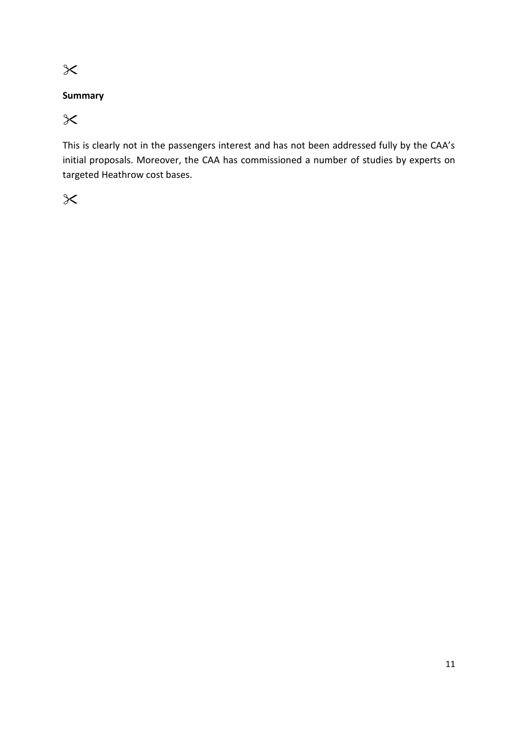✂

**Summary**

✂

This is clearly not in the passengers interest and has not been addressed fully by the CAA's initial proposals. Moreover, the CAA has commissioned a number of studies by experts on targeted Heathrow cost bases.

✂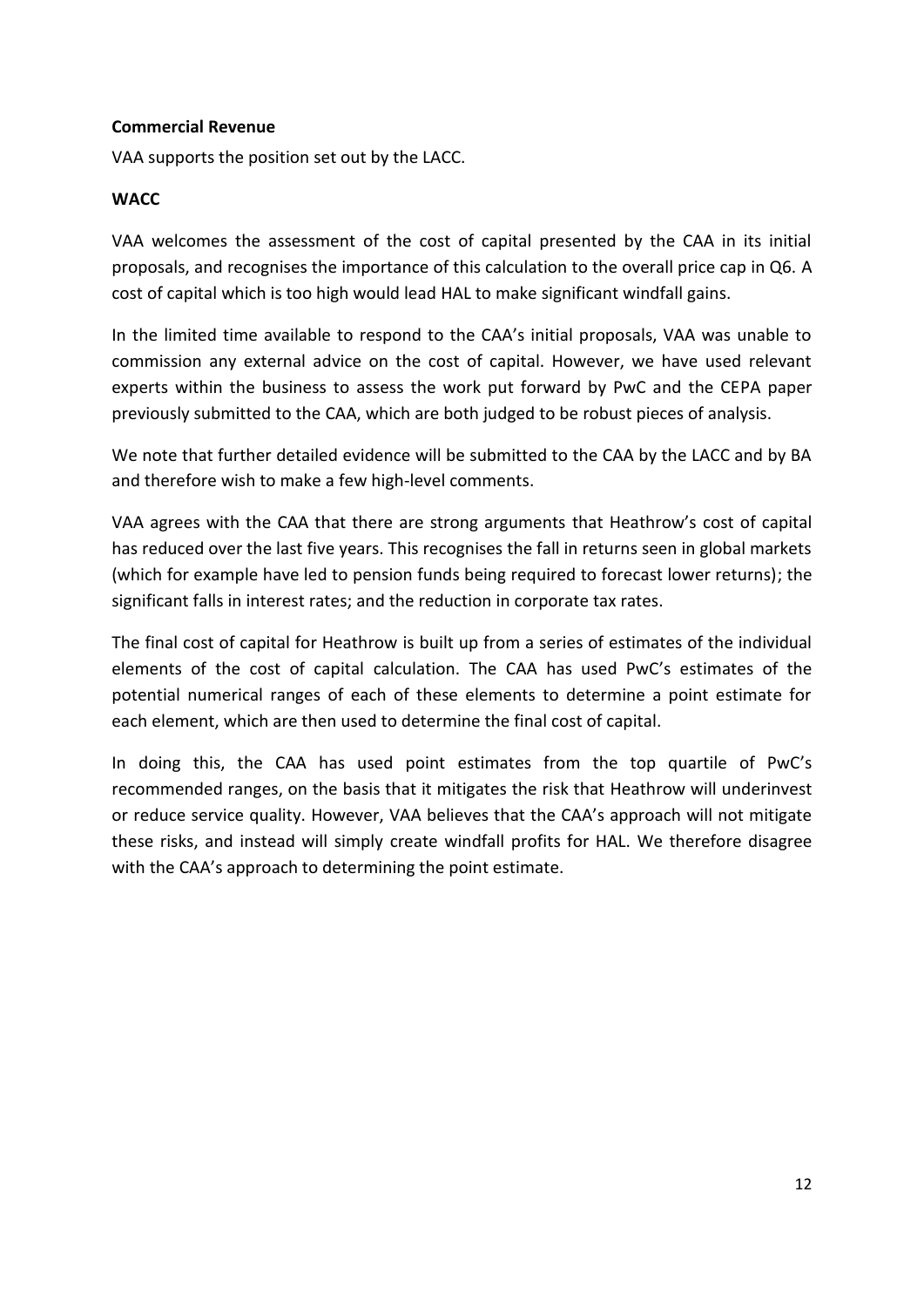**Commercial Revenue**

VAA supports the position set out by the LACC.

**WACC**

VAA welcomes the assessment of the cost of capital presented by the CAA in its initial proposals, and recognises the importance of this calculation to the overall price cap in Q6. A cost of capital which is too high would lead HAL to make significant windfall gains.

In the limited time available to respond to the CAA's initial proposals, VAA was unable to commission any external advice on the cost of capital. However, we have used relevant experts within the business to assess the work put forward by PwC and the CEPA paper previously submitted to the CAA, which are both judged to be robust pieces of analysis.

We note that further detailed evidence will be submitted to the CAA by the LACC and by BA and therefore wish to make a few high-level comments.

VAA agrees with the CAA that there are strong arguments that Heathrow's cost of capital has reduced over the last five years. This recognises the fall in returns seen in global markets (which for example have led to pension funds being required to forecast lower returns); the significant falls in interest rates; and the reduction in corporate tax rates.

The final cost of capital for Heathrow is built up from a series of estimates of the individual elements of the cost of capital calculation. The CAA has used PwC's estimates of the potential numerical ranges of each of these elements to determine a point estimate for each element, which are then used to determine the final cost of capital.

In doing this, the CAA has used point estimates from the top quartile of PwC's recommended ranges, on the basis that it mitigates the risk that Heathrow will underinvest or reduce service quality. However, VAA believes that the CAA's approach will not mitigate these risks, and instead will simply create windfall profits for HAL. We therefore disagree with the CAA's approach to determining the point estimate.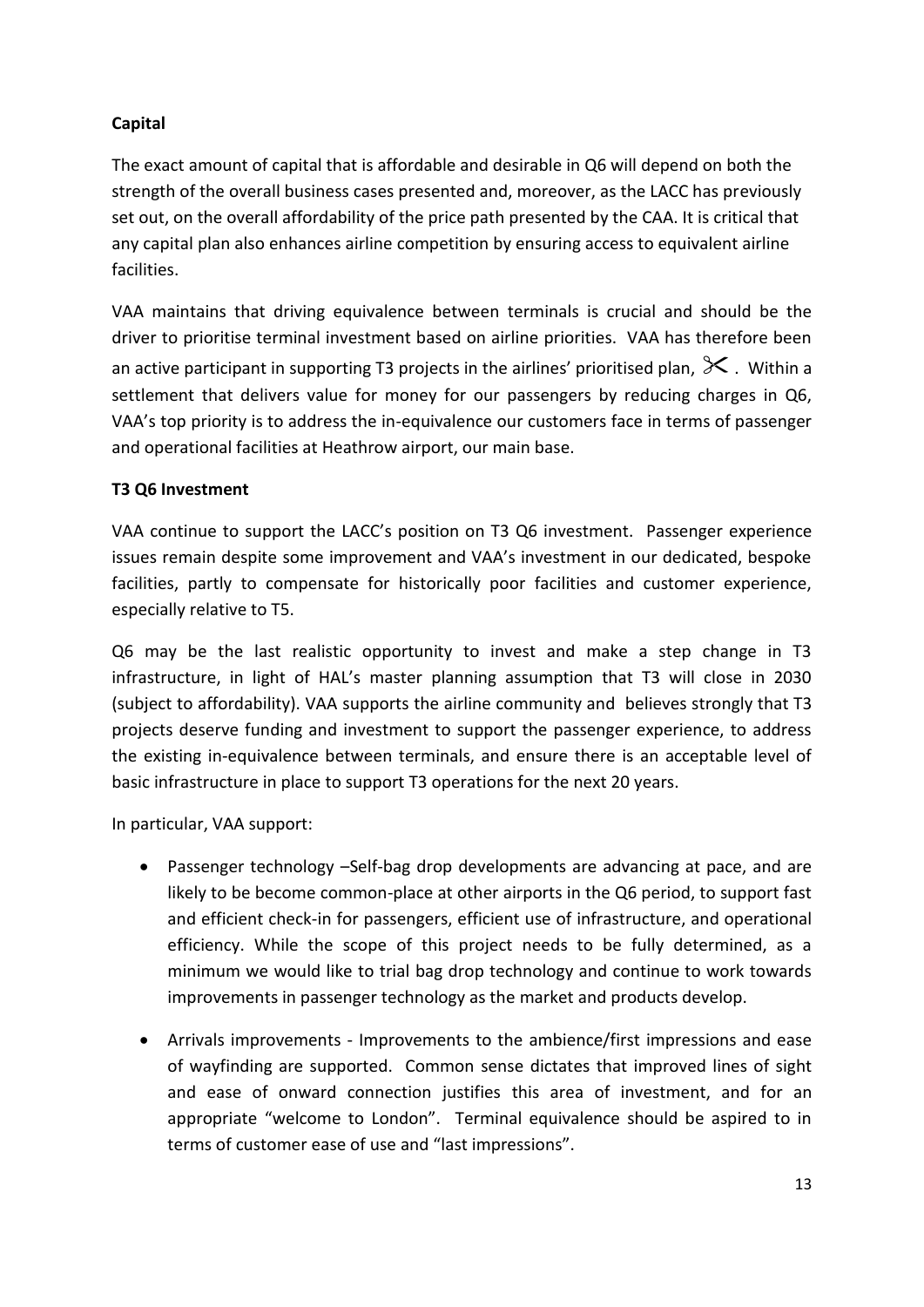**Capital**

The exact amount of capital that is affordable and desirable in Q6 will depend on both the strength of the overall business cases presented and, moreover, as the LACC has previously set out, on the overall affordability of the price path presented by the CAA. It is critical that any capital plan also enhances airline competition by ensuring access to equivalent airline facilities.

VAA maintains that driving equivalence between terminals is crucial and should be the driver to prioritise terminal investment based on airline priorities. VAA has therefore been an active participant in supporting T3 projects in the airlines' prioritised plan, ✂. Within a settlement that delivers value for money for our passengers by reducing charges in Q6, VAA's top priority is to address the in-equivalence our customers face in terms of passenger and operational facilities at Heathrow airport, our main base.

**T3 Q6 Investment**

VAA continue to support the LACC's position on T3 Q6 investment. Passenger experience issues remain despite some improvement and VAA's investment in our dedicated, bespoke facilities, partly to compensate for historically poor facilities and customer experience, especially relative to T5.

Q6 may be the last realistic opportunity to invest and make a step change in T3 infrastructure, in light of HAL's master planning assumption that T3 will close in 2030 (subject to affordability). VAA supports the airline community and believes strongly that T3 projects deserve funding and investment to support the passenger experience, to address the existing in-equivalence between terminals, and ensure there is an acceptable level of basic infrastructure in place to support T3 operations for the next 20 years.

In particular, VAA support:

- Passenger technology –Self-bag drop developments are advancing at pace, and are likely to be become common-place at other airports in the Q6 period, to support fast and efficient check-in for passengers, efficient use of infrastructure, and operational efficiency. While the scope of this project needs to be fully determined, as a minimum we would like to trial bag drop technology and continue to work towards improvements in passenger technology as the market and products develop.

- Arrivals improvements - Improvements to the ambience/first impressions and ease of wayfinding are supported. Common sense dictates that improved lines of sight and ease of onward connection justifies this area of investment, and for an appropriate "welcome to London". Terminal equivalence should be aspired to in terms of customer ease of use and "last impressions".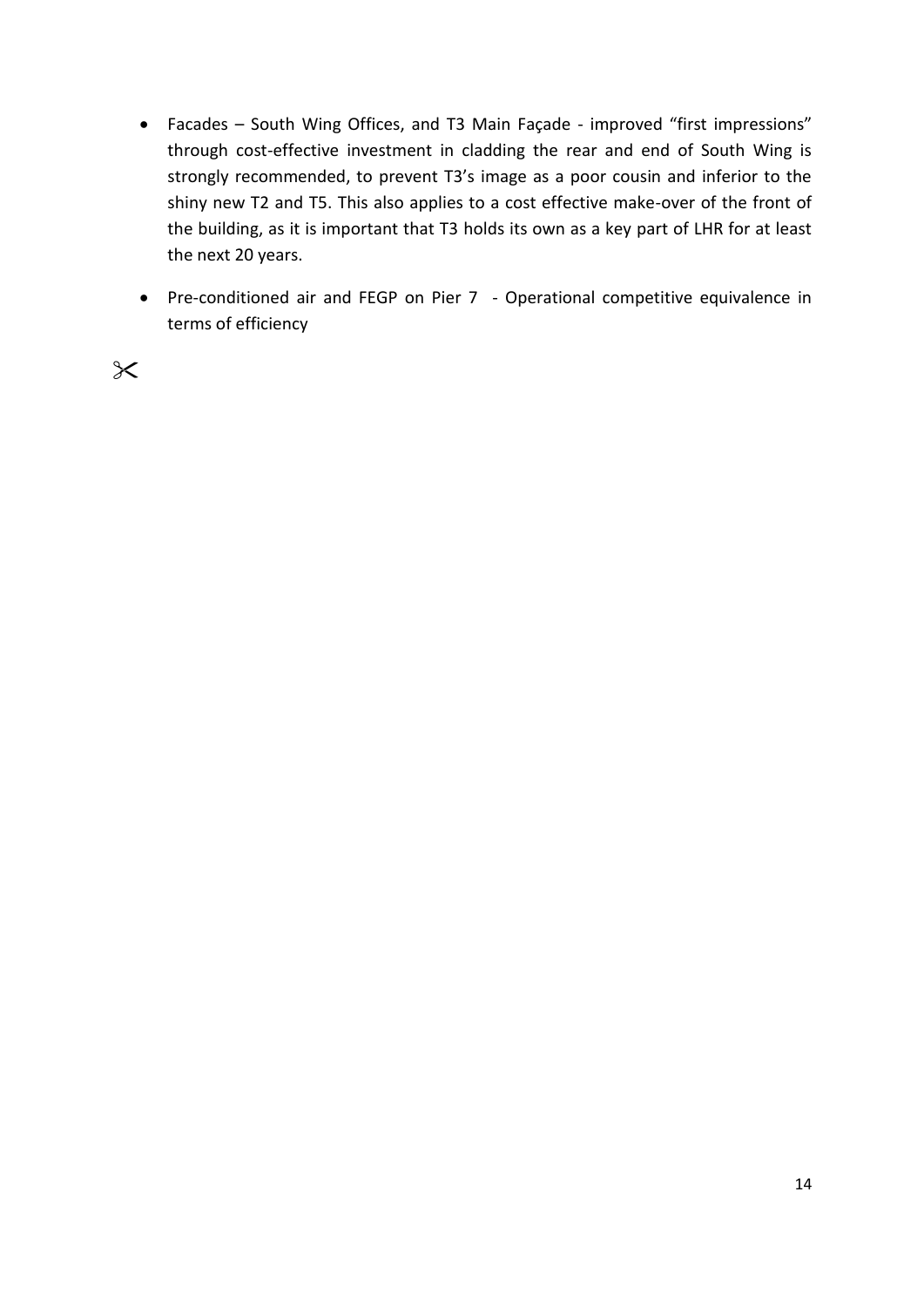- Facades – South Wing Offices, and T3 Main Façade - improved "first impressions" through cost-effective investment in cladding the rear and end of South Wing is strongly recommended, to prevent T3's image as a poor cousin and inferior to the shiny new T2 and T5. This also applies to a cost effective make-over of the front of the building, as it is important that T3 holds its own as a key part of LHR for at least the next 20 years.
- Pre-conditioned air and FEGP on Pier 7 - Operational competitive equivalence in terms of efficiency

✂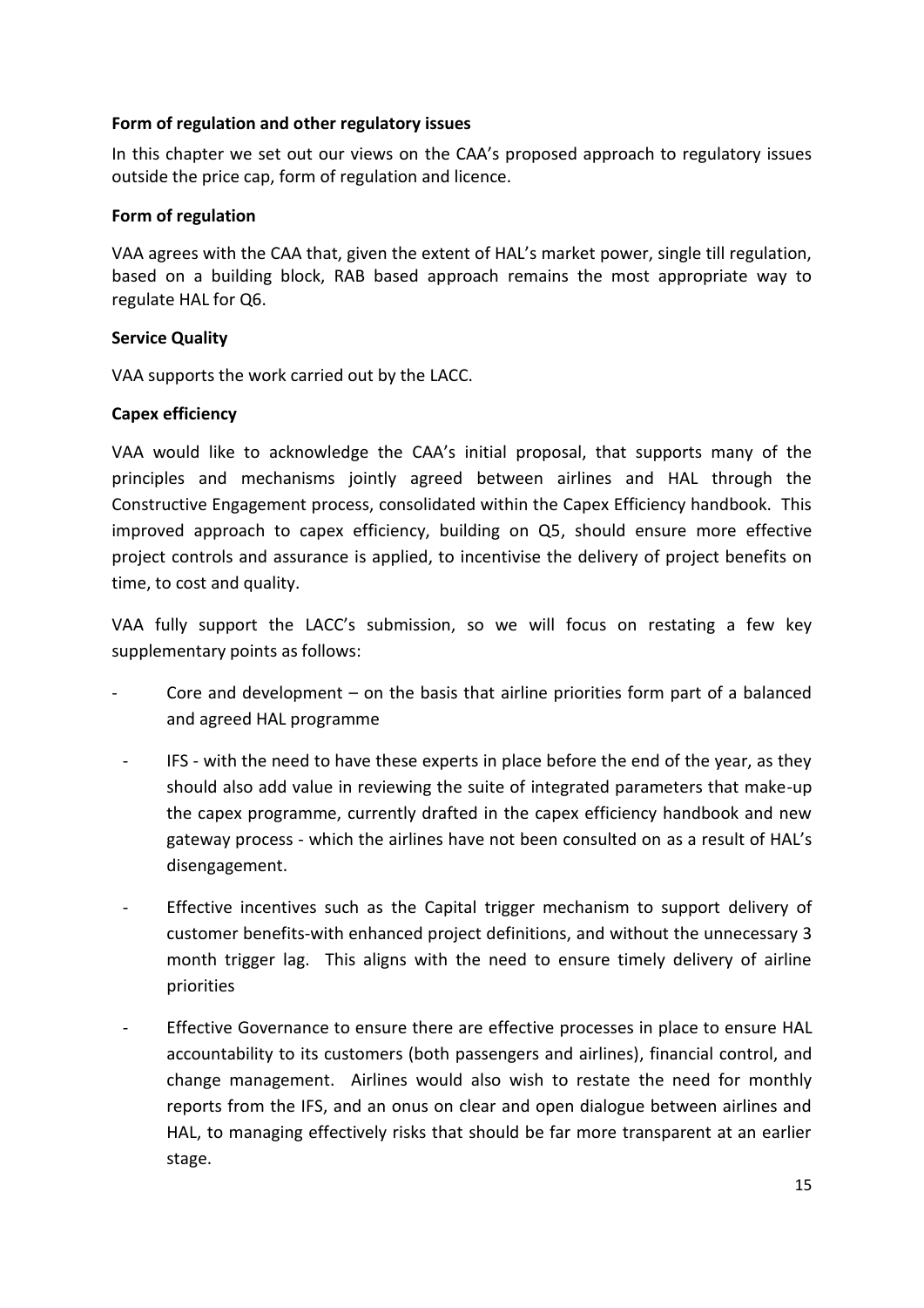## Form of regulation and other regulatory issues

In this chapter we set out our views on the CAA's proposed approach to regulatory issues outside the price cap, form of regulation and licence.

### Form of regulation

VAA agrees with the CAA that, given the extent of HAL's market power, single till regulation, based on a building block, RAB based approach remains the most appropriate way to regulate HAL for Q6.

### Service Quality

VAA supports the work carried out by the LACC.

### Capex efficiency

VAA would like to acknowledge the CAA's initial proposal, that supports many of the principles and mechanisms jointly agreed between airlines and HAL through the Constructive Engagement process, consolidated within the Capex Efficiency handbook. This improved approach to capex efficiency, building on Q5, should ensure more effective project controls and assurance is applied, to incentivise the delivery of project benefits on time, to cost and quality.

VAA fully support the LACC's submission, so we will focus on restating a few key supplementary points as follows:

- Core and development – on the basis that airline priorities form part of a balanced and agreed HAL programme
- IFS - with the need to have these experts in place before the end of the year, as they should also add value in reviewing the suite of integrated parameters that make-up the capex programme, currently drafted in the capex efficiency handbook and new gateway process - which the airlines have not been consulted on as a result of HAL's disengagement.
- Effective incentives such as the Capital trigger mechanism to support delivery of customer benefits-with enhanced project definitions, and without the unnecessary 3 month trigger lag. This aligns with the need to ensure timely delivery of airline priorities
- Effective Governance to ensure there are effective processes in place to ensure HAL accountability to its customers (both passengers and airlines), financial control, and change management. Airlines would also wish to restate the need for monthly reports from the IFS, and an onus on clear and open dialogue between airlines and HAL, to managing effectively risks that should be far more transparent at an earlier stage.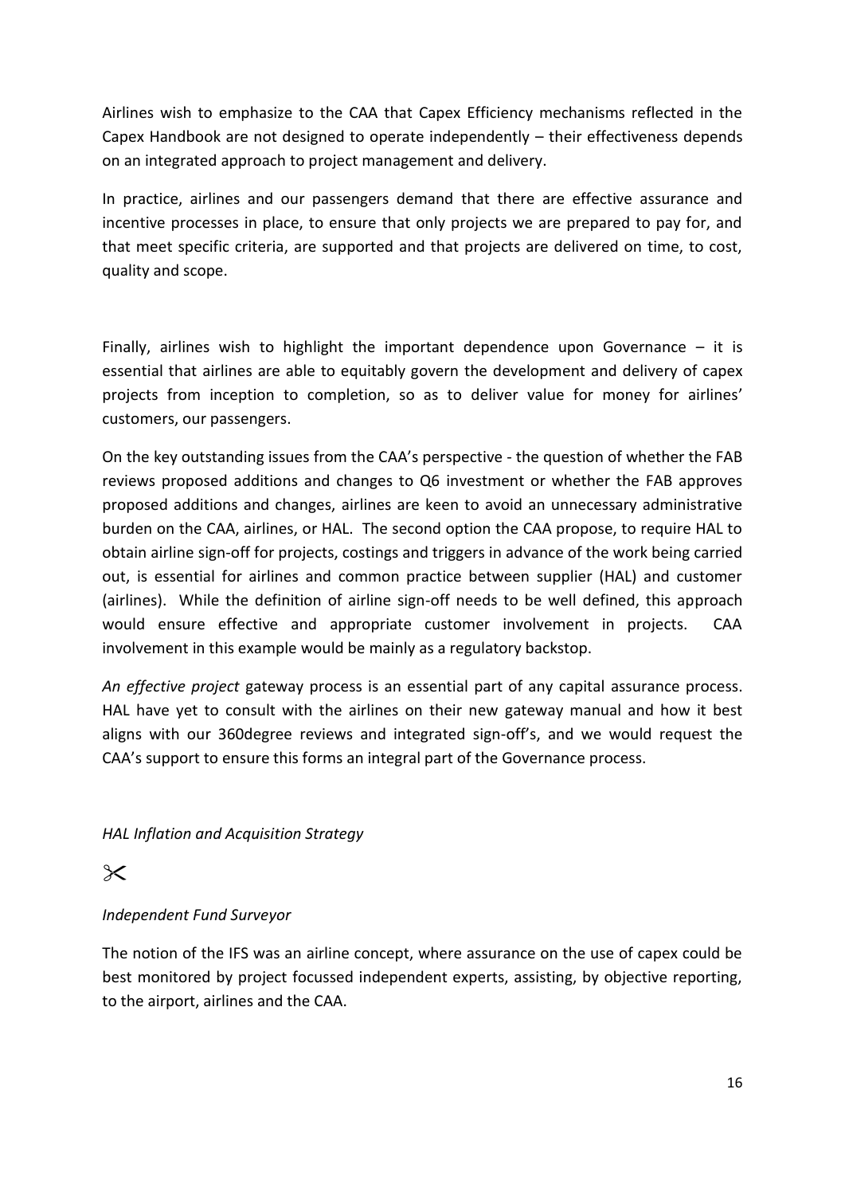Airlines wish to emphasize to the CAA that Capex Efficiency mechanisms reflected in the Capex Handbook are not designed to operate independently – their effectiveness depends on an integrated approach to project management and delivery.

In practice, airlines and our passengers demand that there are effective assurance and incentive processes in place, to ensure that only projects we are prepared to pay for, and that meet specific criteria, are supported and that projects are delivered on time, to cost, quality and scope.

Finally, airlines wish to highlight the important dependence upon Governance – it is essential that airlines are able to equitably govern the development and delivery of capex projects from inception to completion, so as to deliver value for money for airlines' customers, our passengers.

On the key outstanding issues from the CAA's perspective - the question of whether the FAB reviews proposed additions and changes to Q6 investment or whether the FAB approves proposed additions and changes, airlines are keen to avoid an unnecessary administrative burden on the CAA, airlines, or HAL. The second option the CAA propose, to require HAL to obtain airline sign-off for projects, costings and triggers in advance of the work being carried out, is essential for airlines and common practice between supplier (HAL) and customer (airlines). While the definition of airline sign-off needs to be well defined, this approach would ensure effective and appropriate customer involvement in projects. CAA involvement in this example would be mainly as a regulatory backstop.

*An effective project* gateway process is an essential part of any capital assurance process. HAL have yet to consult with the airlines on their new gateway manual and how it best aligns with our 360degree reviews and integrated sign-off's, and we would request the CAA's support to ensure this forms an integral part of the Governance process.

*HAL Inflation and Acquisition Strategy*

✂

*Independent Fund Surveyor*

The notion of the IFS was an airline concept, where assurance on the use of capex could be best monitored by project focussed independent experts, assisting, by objective reporting, to the airport, airlines and the CAA.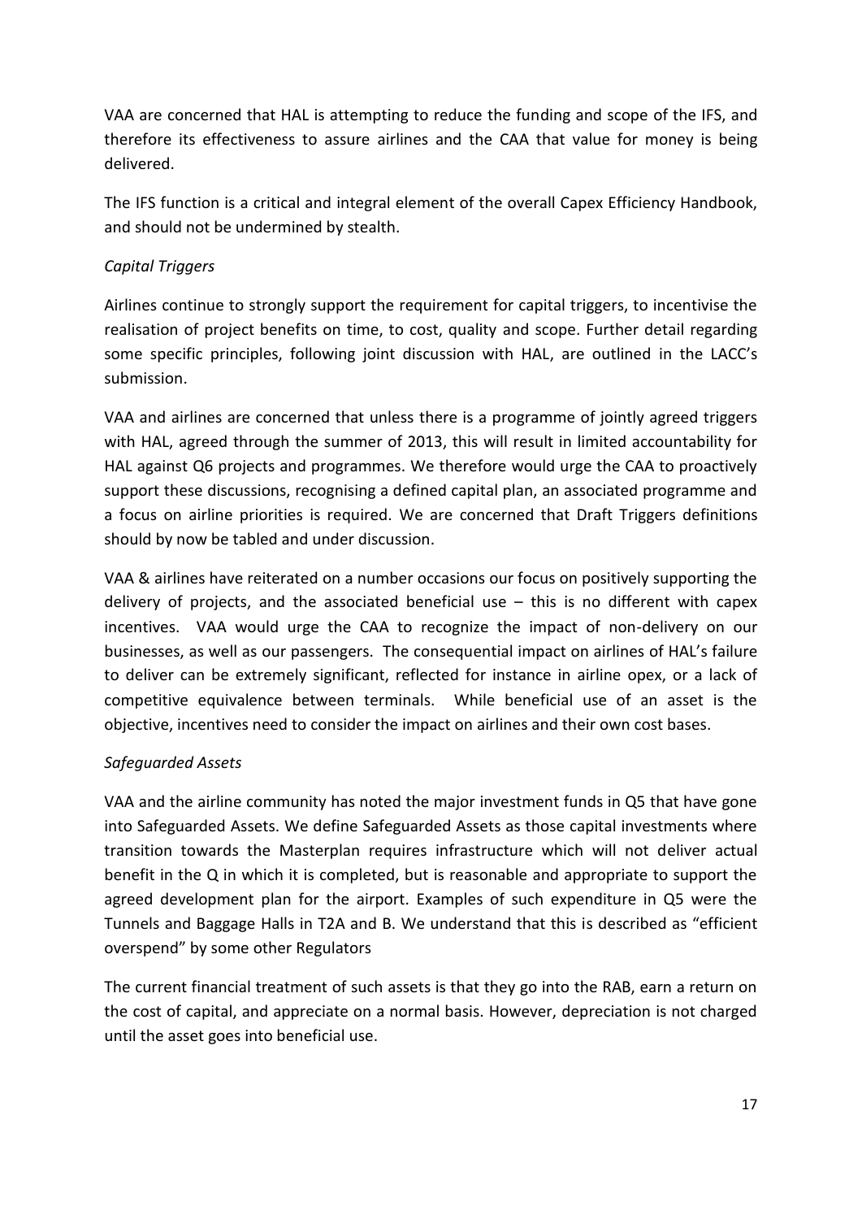VAA are concerned that HAL is attempting to reduce the funding and scope of the IFS, and therefore its effectiveness to assure airlines and the CAA that value for money is being delivered.

The IFS function is a critical and integral element of the overall Capex Efficiency Handbook, and should not be undermined by stealth.

*Capital Triggers*

Airlines continue to strongly support the requirement for capital triggers, to incentivise the realisation of project benefits on time, to cost, quality and scope. Further detail regarding some specific principles, following joint discussion with HAL, are outlined in the LACC's submission.

VAA and airlines are concerned that unless there is a programme of jointly agreed triggers with HAL, agreed through the summer of 2013, this will result in limited accountability for HAL against Q6 projects and programmes. We therefore would urge the CAA to proactively support these discussions, recognising a defined capital plan, an associated programme and a focus on airline priorities is required. We are concerned that Draft Triggers definitions should by now be tabled and under discussion.

VAA & airlines have reiterated on a number occasions our focus on positively supporting the delivery of projects, and the associated beneficial use – this is no different with capex incentives. VAA would urge the CAA to recognize the impact of non-delivery on our businesses, as well as our passengers. The consequential impact on airlines of HAL's failure to deliver can be extremely significant, reflected for instance in airline opex, or a lack of competitive equivalence between terminals. While beneficial use of an asset is the objective, incentives need to consider the impact on airlines and their own cost bases.

*Safeguarded Assets*

VAA and the airline community has noted the major investment funds in Q5 that have gone into Safeguarded Assets. We define Safeguarded Assets as those capital investments where transition towards the Masterplan requires infrastructure which will not deliver actual benefit in the Q in which it is completed, but is reasonable and appropriate to support the agreed development plan for the airport. Examples of such expenditure in Q5 were the Tunnels and Baggage Halls in T2A and B. We understand that this is described as "efficient overspend" by some other Regulators

The current financial treatment of such assets is that they go into the RAB, earn a return on the cost of capital, and appreciate on a normal basis. However, depreciation is not charged until the asset goes into beneficial use.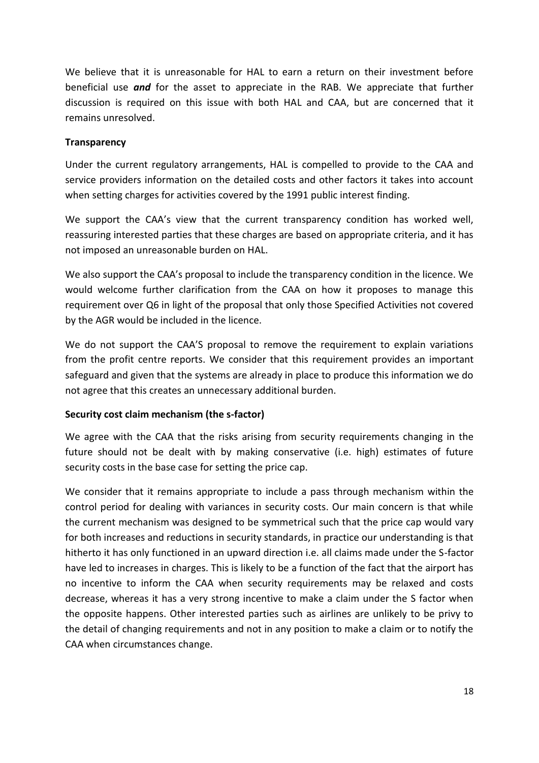We believe that it is unreasonable for HAL to earn a return on their investment before beneficial use ***and*** for the asset to appreciate in the RAB. We appreciate that further discussion is required on this issue with both HAL and CAA, but are concerned that it remains unresolved.

**Transparency**

Under the current regulatory arrangements, HAL is compelled to provide to the CAA and service providers information on the detailed costs and other factors it takes into account when setting charges for activities covered by the 1991 public interest finding.

We support the CAA's view that the current transparency condition has worked well, reassuring interested parties that these charges are based on appropriate criteria, and it has not imposed an unreasonable burden on HAL.

We also support the CAA's proposal to include the transparency condition in the licence. We would welcome further clarification from the CAA on how it proposes to manage this requirement over Q6 in light of the proposal that only those Specified Activities not covered by the AGR would be included in the licence.

We do not support the CAA'S proposal to remove the requirement to explain variations from the profit centre reports. We consider that this requirement provides an important safeguard and given that the systems are already in place to produce this information we do not agree that this creates an unnecessary additional burden.

**Security cost claim mechanism (the s-factor)**

We agree with the CAA that the risks arising from security requirements changing in the future should not be dealt with by making conservative (i.e. high) estimates of future security costs in the base case for setting the price cap.

We consider that it remains appropriate to include a pass through mechanism within the control period for dealing with variances in security costs. Our main concern is that while the current mechanism was designed to be symmetrical such that the price cap would vary for both increases and reductions in security standards, in practice our understanding is that hitherto it has only functioned in an upward direction i.e. all claims made under the S-factor have led to increases in charges. This is likely to be a function of the fact that the airport has no incentive to inform the CAA when security requirements may be relaxed and costs decrease, whereas it has a very strong incentive to make a claim under the S factor when the opposite happens. Other interested parties such as airlines are unlikely to be privy to the detail of changing requirements and not in any position to make a claim or to notify the CAA when circumstances change.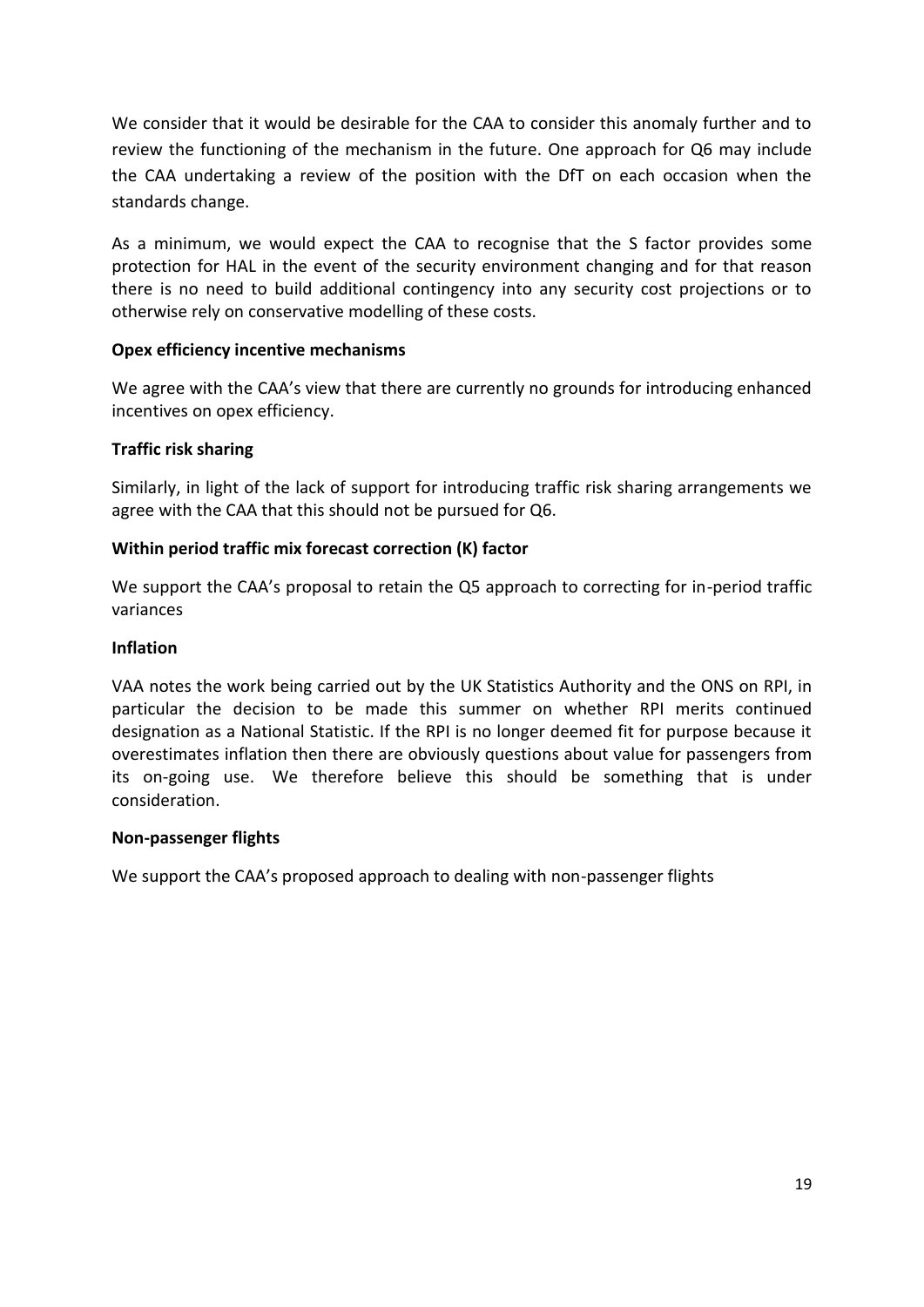We consider that it would be desirable for the CAA to consider this anomaly further and to review the functioning of the mechanism in the future. One approach for Q6 may include the CAA undertaking a review of the position with the DfT on each occasion when the standards change.

As a minimum, we would expect the CAA to recognise that the S factor provides some protection for HAL in the event of the security environment changing and for that reason there is no need to build additional contingency into any security cost projections or to otherwise rely on conservative modelling of these costs.

**Opex efficiency incentive mechanisms**

We agree with the CAA's view that there are currently no grounds for introducing enhanced incentives on opex efficiency.

**Traffic risk sharing**

Similarly, in light of the lack of support for introducing traffic risk sharing arrangements we agree with the CAA that this should not be pursued for Q6.

**Within period traffic mix forecast correction (K) factor**

We support the CAA's proposal to retain the Q5 approach to correcting for in-period traffic variances

**Inflation**

VAA notes the work being carried out by the UK Statistics Authority and the ONS on RPI, in particular the decision to be made this summer on whether RPI merits continued designation as a National Statistic. If the RPI is no longer deemed fit for purpose because it overestimates inflation then there are obviously questions about value for passengers from its on-going use. We therefore believe this should be something that is under consideration.

**Non-passenger flights**

We support the CAA's proposed approach to dealing with non-passenger flights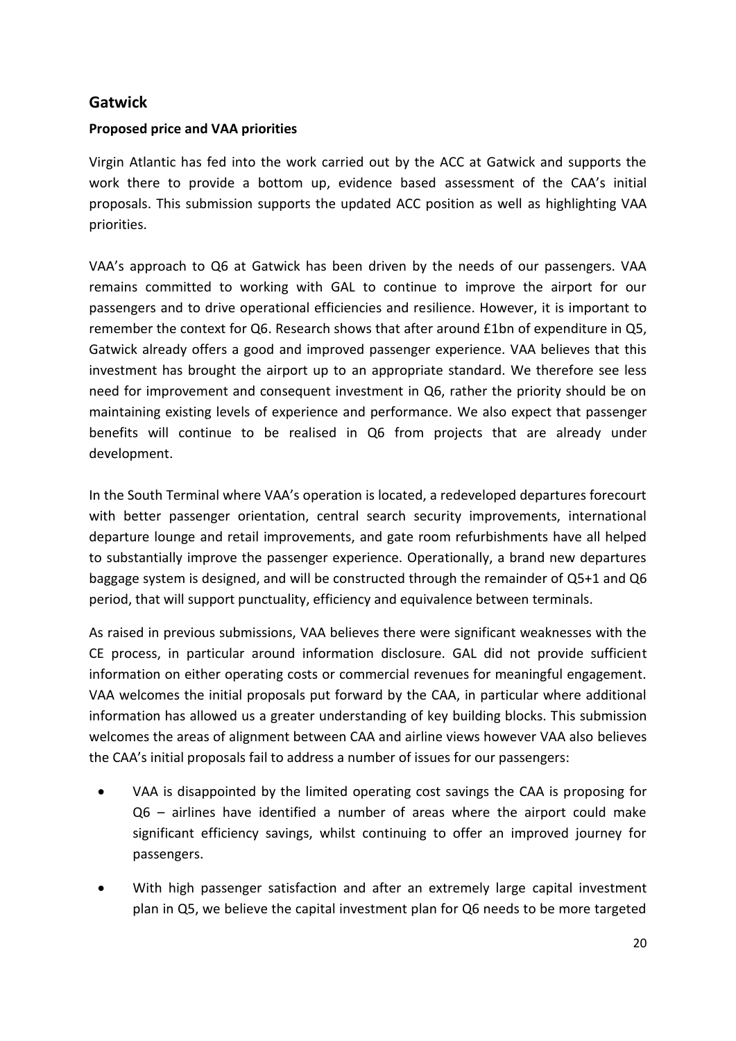## Gatwick

### Proposed price and VAA priorities

Virgin Atlantic has fed into the work carried out by the ACC at Gatwick and supports the work there to provide a bottom up, evidence based assessment of the CAA's initial proposals. This submission supports the updated ACC position as well as highlighting VAA priorities.

VAA's approach to Q6 at Gatwick has been driven by the needs of our passengers. VAA remains committed to working with GAL to continue to improve the airport for our passengers and to drive operational efficiencies and resilience. However, it is important to remember the context for Q6. Research shows that after around £1bn of expenditure in Q5, Gatwick already offers a good and improved passenger experience. VAA believes that this investment has brought the airport up to an appropriate standard. We therefore see less need for improvement and consequent investment in Q6, rather the priority should be on maintaining existing levels of experience and performance. We also expect that passenger benefits will continue to be realised in Q6 from projects that are already under development.

In the South Terminal where VAA's operation is located, a redeveloped departures forecourt with better passenger orientation, central search security improvements, international departure lounge and retail improvements, and gate room refurbishments have all helped to substantially improve the passenger experience. Operationally, a brand new departures baggage system is designed, and will be constructed through the remainder of Q5+1 and Q6 period, that will support punctuality, efficiency and equivalence between terminals.

As raised in previous submissions, VAA believes there were significant weaknesses with the CE process, in particular around information disclosure. GAL did not provide sufficient information on either operating costs or commercial revenues for meaningful engagement. VAA welcomes the initial proposals put forward by the CAA, in particular where additional information has allowed us a greater understanding of key building blocks. This submission welcomes the areas of alignment between CAA and airline views however VAA also believes the CAA's initial proposals fail to address a number of issues for our passengers:

- VAA is disappointed by the limited operating cost savings the CAA is proposing for Q6 – airlines have identified a number of areas where the airport could make significant efficiency savings, whilst continuing to offer an improved journey for passengers.
- With high passenger satisfaction and after an extremely large capital investment plan in Q5, we believe the capital investment plan for Q6 needs to be more targeted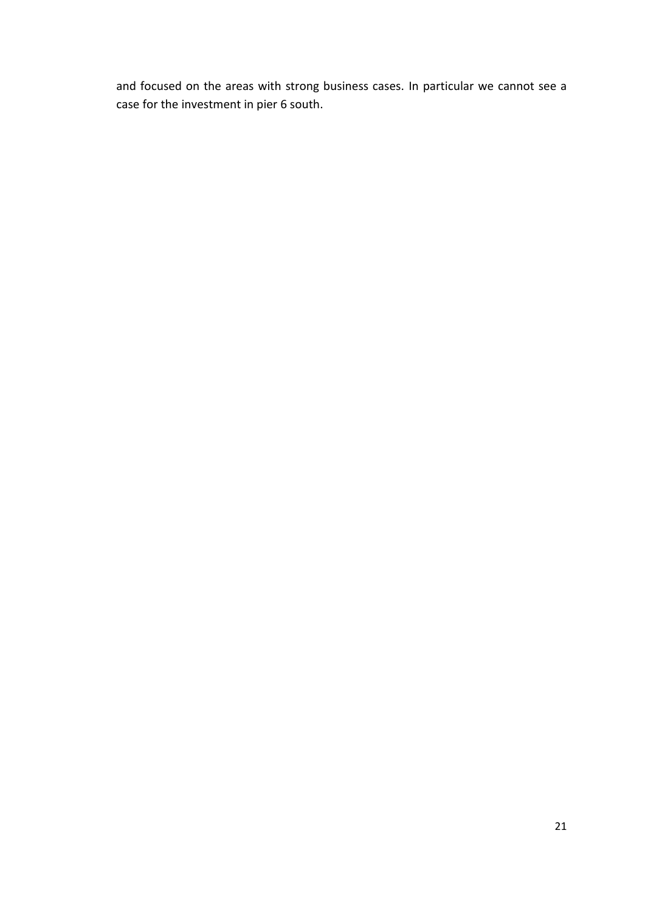and focused on the areas with strong business cases. In particular we cannot see a case for the investment in pier 6 south.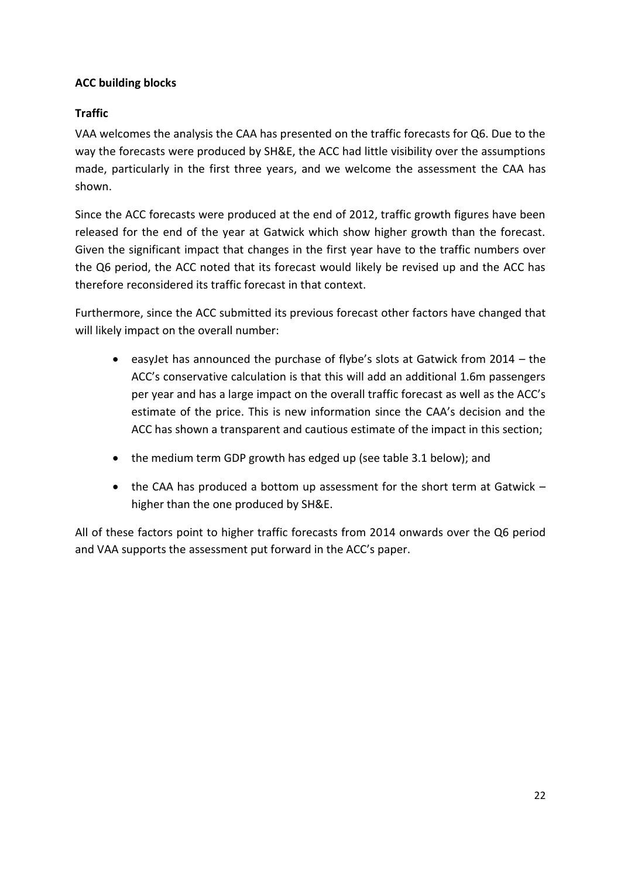**ACC building blocks**

**Traffic**

VAA welcomes the analysis the CAA has presented on the traffic forecasts for Q6. Due to the way the forecasts were produced by SH&E, the ACC had little visibility over the assumptions made, particularly in the first three years, and we welcome the assessment the CAA has shown.

Since the ACC forecasts were produced at the end of 2012, traffic growth figures have been released for the end of the year at Gatwick which show higher growth than the forecast. Given the significant impact that changes in the first year have to the traffic numbers over the Q6 period, the ACC noted that its forecast would likely be revised up and the ACC has therefore reconsidered its traffic forecast in that context.

Furthermore, since the ACC submitted its previous forecast other factors have changed that will likely impact on the overall number:

- easyJet has announced the purchase of flybe's slots at Gatwick from 2014 – the ACC's conservative calculation is that this will add an additional 1.6m passengers per year and has a large impact on the overall traffic forecast as well as the ACC's estimate of the price. This is new information since the CAA's decision and the ACC has shown a transparent and cautious estimate of the impact in this section;
- the medium term GDP growth has edged up (see table 3.1 below); and
- the CAA has produced a bottom up assessment for the short term at Gatwick – higher than the one produced by SH&E.

All of these factors point to higher traffic forecasts from 2014 onwards over the Q6 period and VAA supports the assessment put forward in the ACC's paper.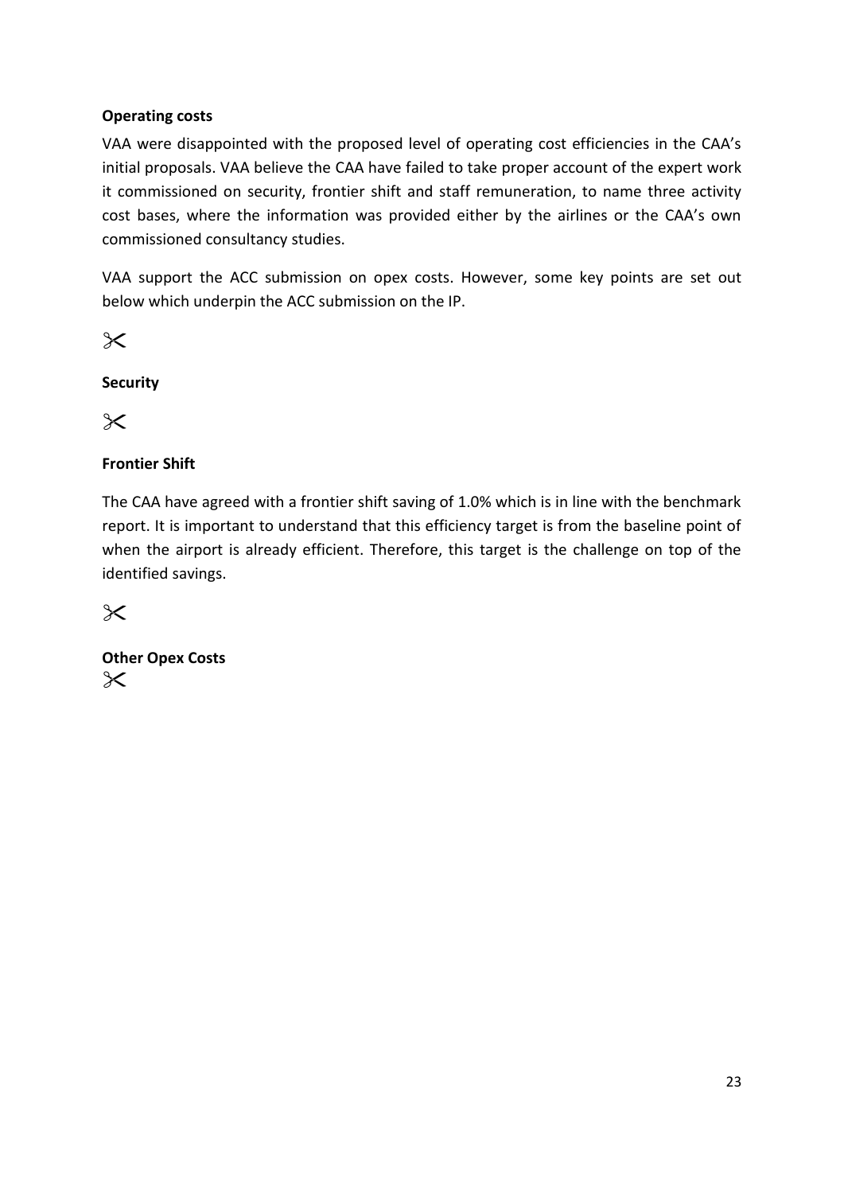**Operating costs**

VAA were disappointed with the proposed level of operating cost efficiencies in the CAA's initial proposals. VAA believe the CAA have failed to take proper account of the expert work it commissioned on security, frontier shift and staff remuneration, to name three activity cost bases, where the information was provided either by the airlines or the CAA's own commissioned consultancy studies.

VAA support the ACC submission on opex costs. However, some key points are set out below which underpin the ACC submission on the IP.

✂

**Security**

✂

**Frontier Shift**

The CAA have agreed with a frontier shift saving of 1.0% which is in line with the benchmark report. It is important to understand that this efficiency target is from the baseline point of when the airport is already efficient. Therefore, this target is the challenge on top of the identified savings.

✂

**Other Opex Costs**

✂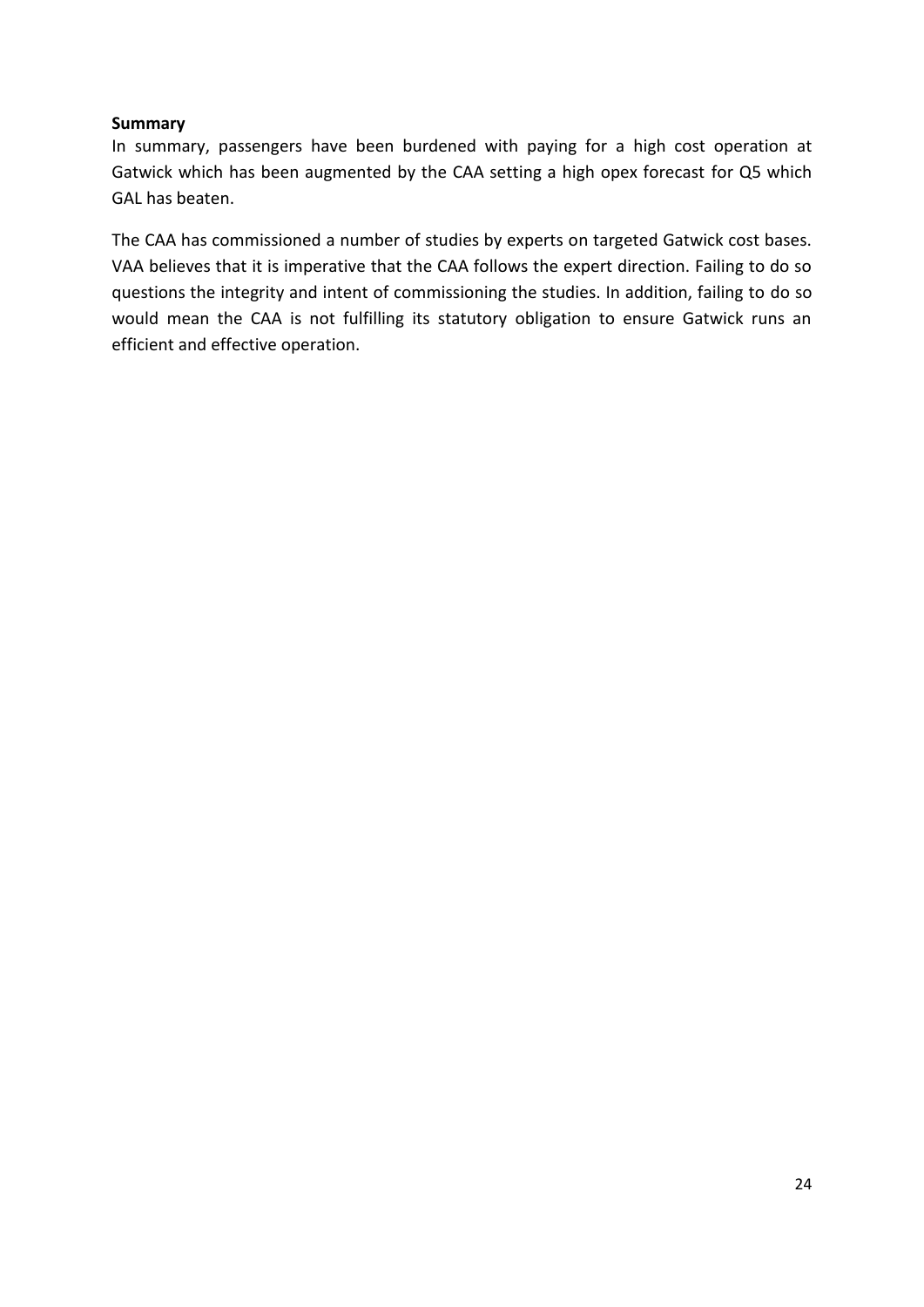**Summary**

In summary, passengers have been burdened with paying for a high cost operation at Gatwick which has been augmented by the CAA setting a high opex forecast for Q5 which GAL has beaten.

The CAA has commissioned a number of studies by experts on targeted Gatwick cost bases. VAA believes that it is imperative that the CAA follows the expert direction. Failing to do so questions the integrity and intent of commissioning the studies. In addition, failing to do so would mean the CAA is not fulfilling its statutory obligation to ensure Gatwick runs an efficient and effective operation.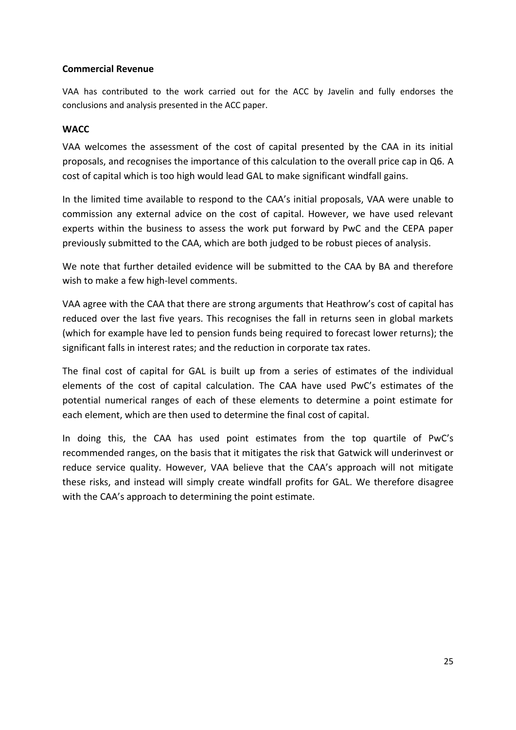**Commercial Revenue**

VAA has contributed to the work carried out for the ACC by Javelin and fully endorses the conclusions and analysis presented in the ACC paper.

**WACC**

VAA welcomes the assessment of the cost of capital presented by the CAA in its initial proposals, and recognises the importance of this calculation to the overall price cap in Q6. A cost of capital which is too high would lead GAL to make significant windfall gains.

In the limited time available to respond to the CAA's initial proposals, VAA were unable to commission any external advice on the cost of capital. However, we have used relevant experts within the business to assess the work put forward by PwC and the CEPA paper previously submitted to the CAA, which are both judged to be robust pieces of analysis.

We note that further detailed evidence will be submitted to the CAA by BA and therefore wish to make a few high-level comments.

VAA agree with the CAA that there are strong arguments that Heathrow's cost of capital has reduced over the last five years. This recognises the fall in returns seen in global markets (which for example have led to pension funds being required to forecast lower returns); the significant falls in interest rates; and the reduction in corporate tax rates.

The final cost of capital for GAL is built up from a series of estimates of the individual elements of the cost of capital calculation. The CAA have used PwC's estimates of the potential numerical ranges of each of these elements to determine a point estimate for each element, which are then used to determine the final cost of capital.

In doing this, the CAA has used point estimates from the top quartile of PwC's recommended ranges, on the basis that it mitigates the risk that Gatwick will underinvest or reduce service quality. However, VAA believe that the CAA's approach will not mitigate these risks, and instead will simply create windfall profits for GAL. We therefore disagree with the CAA's approach to determining the point estimate.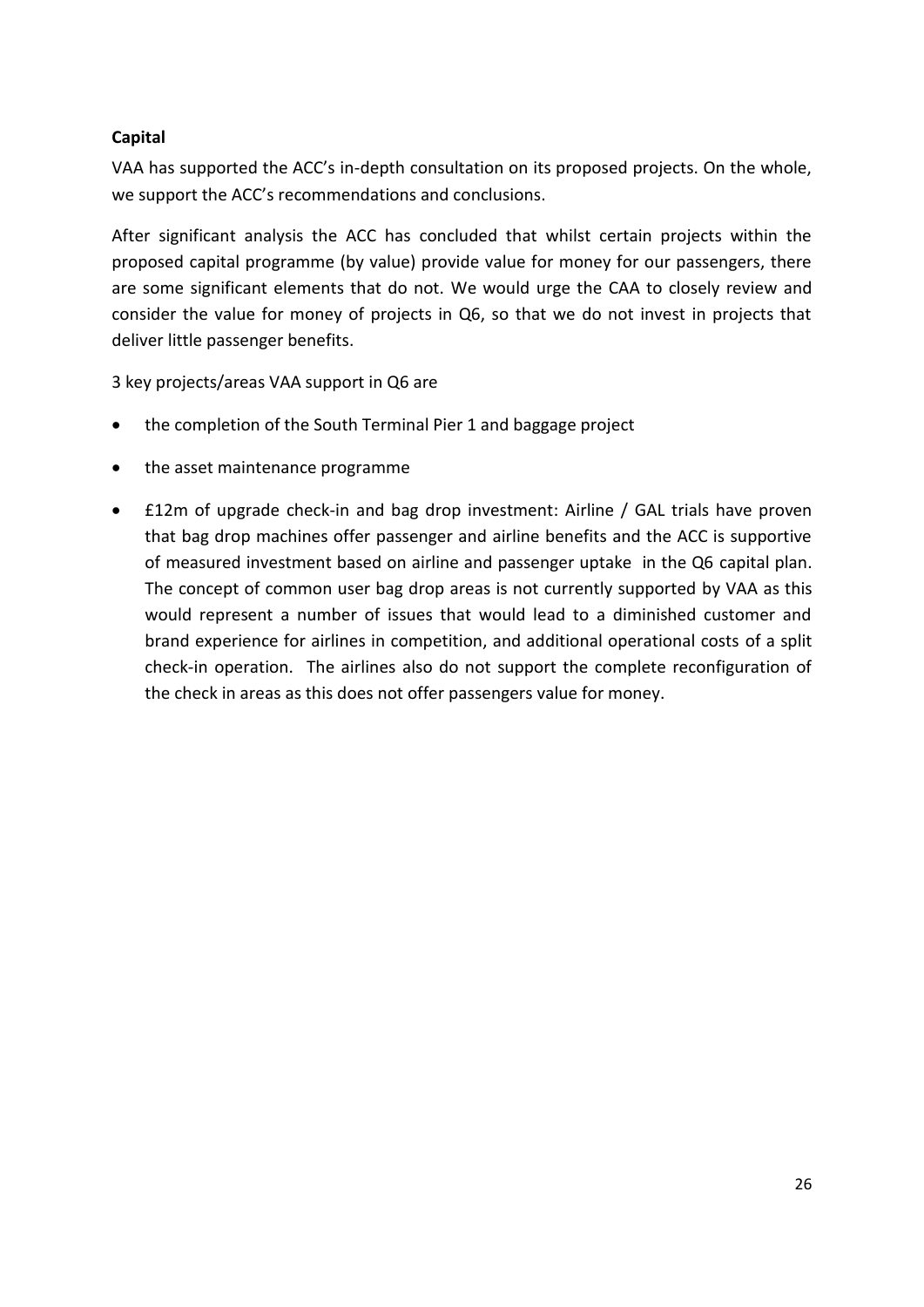**Capital**

VAA has supported the ACC's in-depth consultation on its proposed projects. On the whole, we support the ACC's recommendations and conclusions.

After significant analysis the ACC has concluded that whilst certain projects within the proposed capital programme (by value) provide value for money for our passengers, there are some significant elements that do not. We would urge the CAA to closely review and consider the value for money of projects in Q6, so that we do not invest in projects that deliver little passenger benefits.

3 key projects/areas VAA support in Q6 are

- the completion of the South Terminal Pier 1 and baggage project
- the asset maintenance programme
- £12m of upgrade check-in and bag drop investment: Airline / GAL trials have proven that bag drop machines offer passenger and airline benefits and the ACC is supportive of measured investment based on airline and passenger uptake in the Q6 capital plan. The concept of common user bag drop areas is not currently supported by VAA as this would represent a number of issues that would lead to a diminished customer and brand experience for airlines in competition, and additional operational costs of a split check-in operation. The airlines also do not support the complete reconfiguration of the check in areas as this does not offer passengers value for money.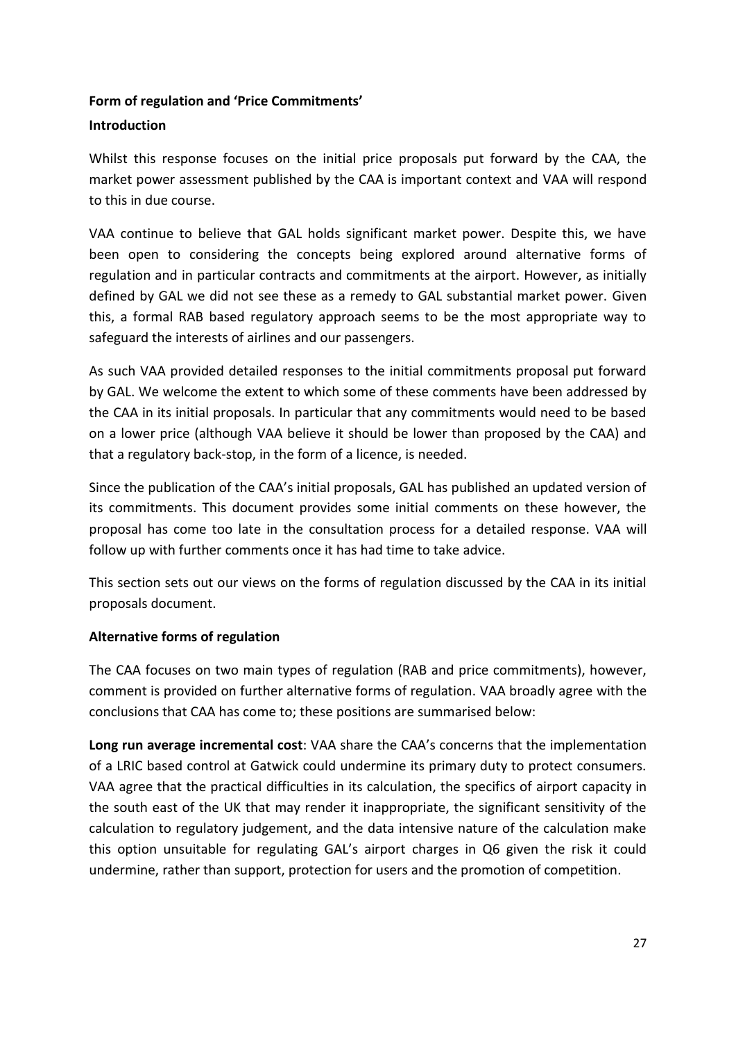**Form of regulation and 'Price Commitments'**

**Introduction**

Whilst this response focuses on the initial price proposals put forward by the CAA, the market power assessment published by the CAA is important context and VAA will respond to this in due course.

VAA continue to believe that GAL holds significant market power. Despite this, we have been open to considering the concepts being explored around alternative forms of regulation and in particular contracts and commitments at the airport. However, as initially defined by GAL we did not see these as a remedy to GAL substantial market power. Given this, a formal RAB based regulatory approach seems to be the most appropriate way to safeguard the interests of airlines and our passengers.

As such VAA provided detailed responses to the initial commitments proposal put forward by GAL. We welcome the extent to which some of these comments have been addressed by the CAA in its initial proposals. In particular that any commitments would need to be based on a lower price (although VAA believe it should be lower than proposed by the CAA) and that a regulatory back-stop, in the form of a licence, is needed.

Since the publication of the CAA's initial proposals, GAL has published an updated version of its commitments. This document provides some initial comments on these however, the proposal has come too late in the consultation process for a detailed response. VAA will follow up with further comments once it has had time to take advice.

This section sets out our views on the forms of regulation discussed by the CAA in its initial proposals document.

**Alternative forms of regulation**

The CAA focuses on two main types of regulation (RAB and price commitments), however, comment is provided on further alternative forms of regulation. VAA broadly agree with the conclusions that CAA has come to; these positions are summarised below:

**Long run average incremental cost**: VAA share the CAA's concerns that the implementation of a LRIC based control at Gatwick could undermine its primary duty to protect consumers. VAA agree that the practical difficulties in its calculation, the specifics of airport capacity in the south east of the UK that may render it inappropriate, the significant sensitivity of the calculation to regulatory judgement, and the data intensive nature of the calculation make this option unsuitable for regulating GAL's airport charges in Q6 given the risk it could undermine, rather than support, protection for users and the promotion of competition.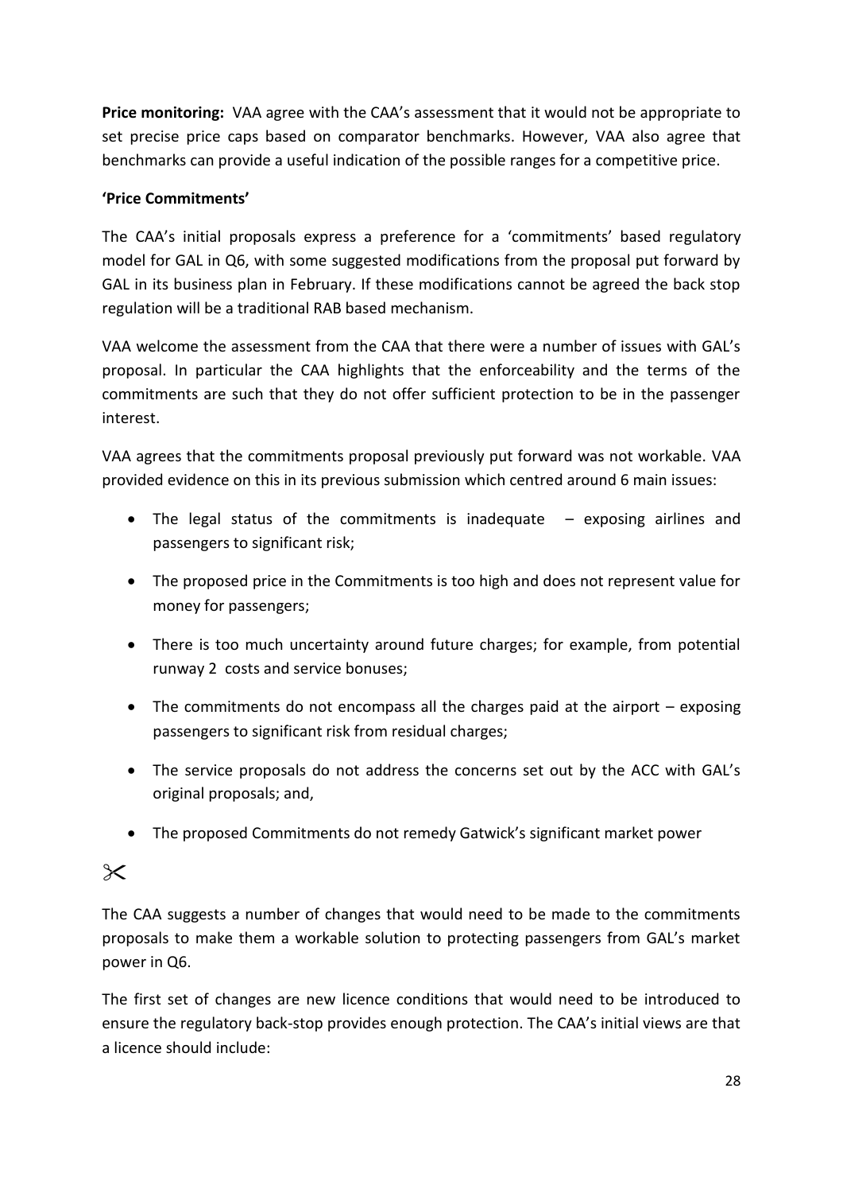**Price monitoring:** VAA agree with the CAA's assessment that it would not be appropriate to set precise price caps based on comparator benchmarks. However, VAA also agree that benchmarks can provide a useful indication of the possible ranges for a competitive price.

**'Price Commitments'**

The CAA's initial proposals express a preference for a 'commitments' based regulatory model for GAL in Q6, with some suggested modifications from the proposal put forward by GAL in its business plan in February. If these modifications cannot be agreed the back stop regulation will be a traditional RAB based mechanism.

VAA welcome the assessment from the CAA that there were a number of issues with GAL's proposal. In particular the CAA highlights that the enforceability and the terms of the commitments are such that they do not offer sufficient protection to be in the passenger interest.

VAA agrees that the commitments proposal previously put forward was not workable. VAA provided evidence on this in its previous submission which centred around 6 main issues:

- The legal status of the commitments is inadequate – exposing airlines and passengers to significant risk;
- The proposed price in the Commitments is too high and does not represent value for money for passengers;
- There is too much uncertainty around future charges; for example, from potential runway 2 costs and service bonuses;
- The commitments do not encompass all the charges paid at the airport – exposing passengers to significant risk from residual charges;
- The service proposals do not address the concerns set out by the ACC with GAL's original proposals; and,
- The proposed Commitments do not remedy Gatwick's significant market power

✂

The CAA suggests a number of changes that would need to be made to the commitments proposals to make them a workable solution to protecting passengers from GAL's market power in Q6.

The first set of changes are new licence conditions that would need to be introduced to ensure the regulatory back-stop provides enough protection. The CAA's initial views are that a licence should include: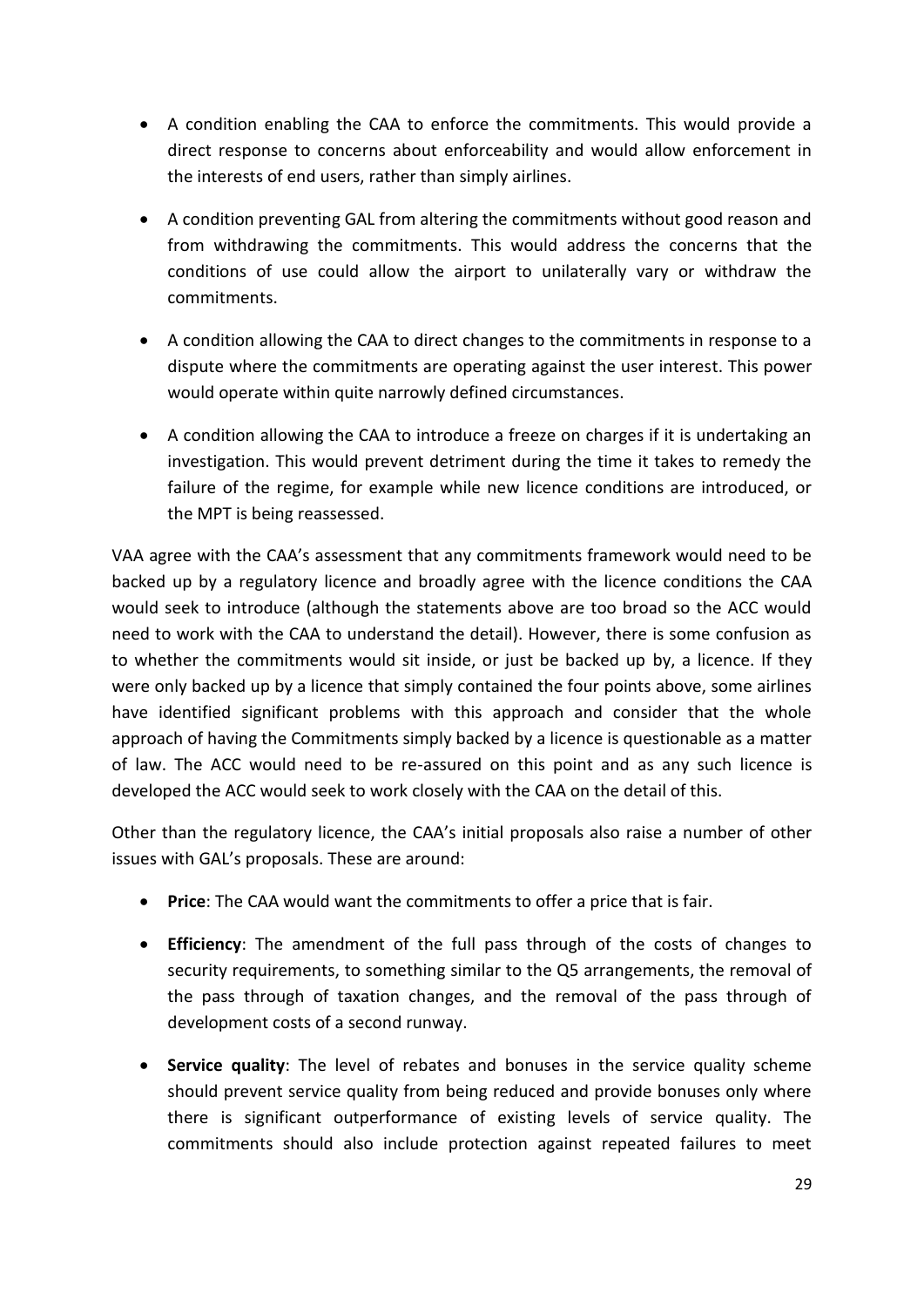- A condition enabling the CAA to enforce the commitments. This would provide a direct response to concerns about enforceability and would allow enforcement in the interests of end users, rather than simply airlines.
- A condition preventing GAL from altering the commitments without good reason and from withdrawing the commitments. This would address the concerns that the conditions of use could allow the airport to unilaterally vary or withdraw the commitments.
- A condition allowing the CAA to direct changes to the commitments in response to a dispute where the commitments are operating against the user interest. This power would operate within quite narrowly defined circumstances.
- A condition allowing the CAA to introduce a freeze on charges if it is undertaking an investigation. This would prevent detriment during the time it takes to remedy the failure of the regime, for example while new licence conditions are introduced, or the MPT is being reassessed.

VAA agree with the CAA's assessment that any commitments framework would need to be backed up by a regulatory licence and broadly agree with the licence conditions the CAA would seek to introduce (although the statements above are too broad so the ACC would need to work with the CAA to understand the detail). However, there is some confusion as to whether the commitments would sit inside, or just be backed up by, a licence. If they were only backed up by a licence that simply contained the four points above, some airlines have identified significant problems with this approach and consider that the whole approach of having the Commitments simply backed by a licence is questionable as a matter of law. The ACC would need to be re-assured on this point and as any such licence is developed the ACC would seek to work closely with the CAA on the detail of this.

Other than the regulatory licence, the CAA's initial proposals also raise a number of other issues with GAL's proposals. These are around:

- **Price**: The CAA would want the commitments to offer a price that is fair.
- **Efficiency**: The amendment of the full pass through of the costs of changes to security requirements, to something similar to the Q5 arrangements, the removal of the pass through of taxation changes, and the removal of the pass through of development costs of a second runway.
- **Service quality**: The level of rebates and bonuses in the service quality scheme should prevent service quality from being reduced and provide bonuses only where there is significant outperformance of existing levels of service quality. The commitments should also include protection against repeated failures to meet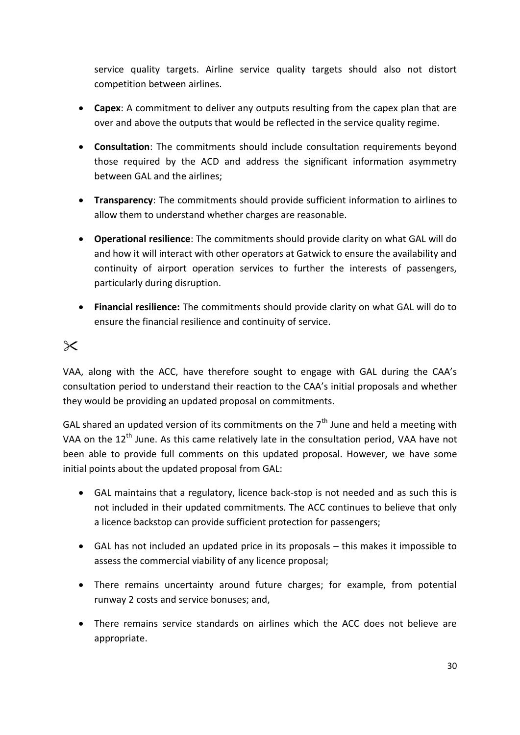service quality targets. Airline service quality targets should also not distort competition between airlines.

- **Capex**: A commitment to deliver any outputs resulting from the capex plan that are over and above the outputs that would be reflected in the service quality regime.
- **Consultation**: The commitments should include consultation requirements beyond those required by the ACD and address the significant information asymmetry between GAL and the airlines;
- **Transparency**: The commitments should provide sufficient information to airlines to allow them to understand whether charges are reasonable.
- **Operational resilience**: The commitments should provide clarity on what GAL will do and how it will interact with other operators at Gatwick to ensure the availability and continuity of airport operation services to further the interests of passengers, particularly during disruption.
- **Financial resilience:** The commitments should provide clarity on what GAL will do to ensure the financial resilience and continuity of service.

✂

VAA, along with the ACC, have therefore sought to engage with GAL during the CAA's consultation period to understand their reaction to the CAA's initial proposals and whether they would be providing an updated proposal on commitments.

GAL shared an updated version of its commitments on the 7th June and held a meeting with VAA on the 12th June. As this came relatively late in the consultation period, VAA have not been able to provide full comments on this updated proposal. However, we have some initial points about the updated proposal from GAL:

- GAL maintains that a regulatory, licence back-stop is not needed and as such this is not included in their updated commitments. The ACC continues to believe that only a licence backstop can provide sufficient protection for passengers;
- GAL has not included an updated price in its proposals – this makes it impossible to assess the commercial viability of any licence proposal;
- There remains uncertainty around future charges; for example, from potential runway 2 costs and service bonuses; and,
- There remains service standards on airlines which the ACC does not believe are appropriate.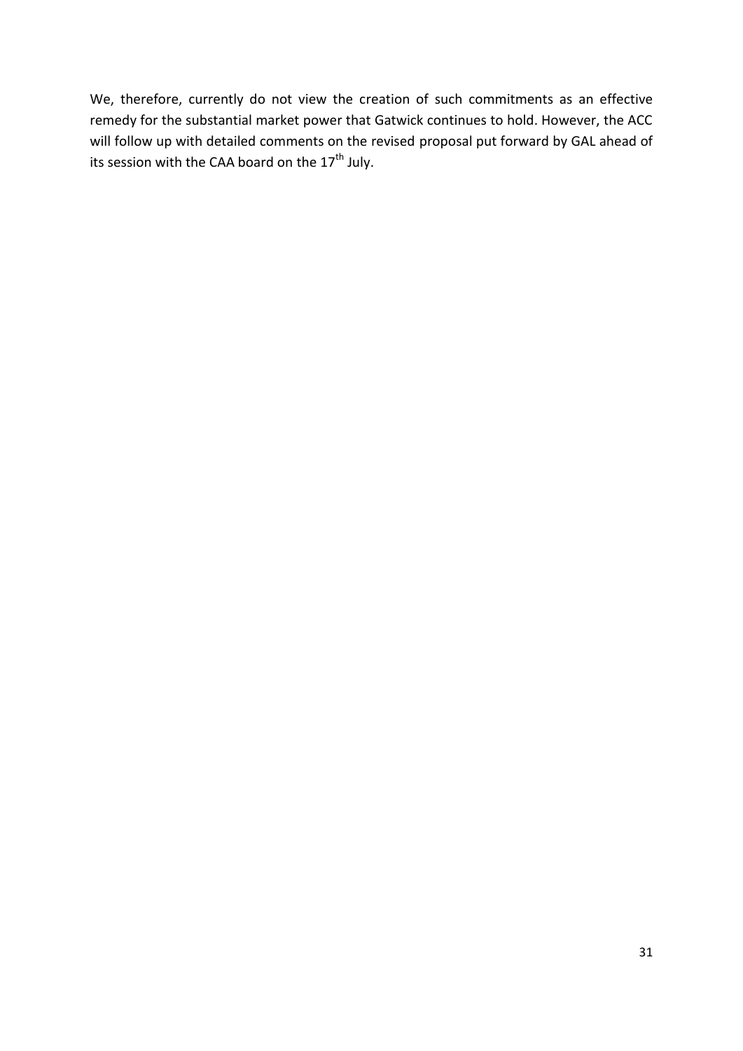We, therefore, currently do not view the creation of such commitments as an effective remedy for the substantial market power that Gatwick continues to hold. However, the ACC will follow up with detailed comments on the revised proposal put forward by GAL ahead of its session with the CAA board on the 17th July.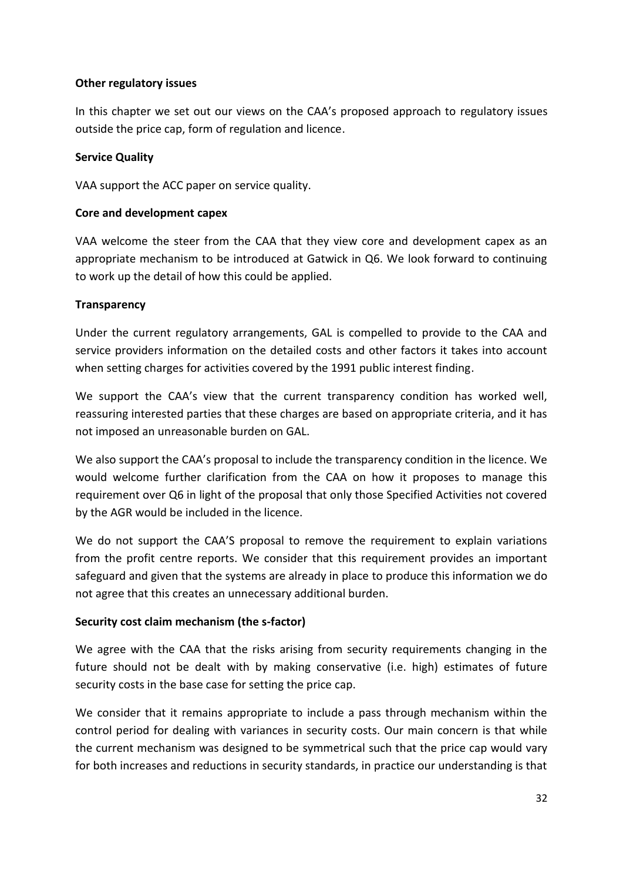## Other regulatory issues

In this chapter we set out our views on the CAA's proposed approach to regulatory issues outside the price cap, form of regulation and licence.

### Service Quality

VAA support the ACC paper on service quality.

### Core and development capex

VAA welcome the steer from the CAA that they view core and development capex as an appropriate mechanism to be introduced at Gatwick in Q6. We look forward to continuing to work up the detail of how this could be applied.

### Transparency

Under the current regulatory arrangements, GAL is compelled to provide to the CAA and service providers information on the detailed costs and other factors it takes into account when setting charges for activities covered by the 1991 public interest finding.

We support the CAA's view that the current transparency condition has worked well, reassuring interested parties that these charges are based on appropriate criteria, and it has not imposed an unreasonable burden on GAL.

We also support the CAA's proposal to include the transparency condition in the licence. We would welcome further clarification from the CAA on how it proposes to manage this requirement over Q6 in light of the proposal that only those Specified Activities not covered by the AGR would be included in the licence.

We do not support the CAA'S proposal to remove the requirement to explain variations from the profit centre reports. We consider that this requirement provides an important safeguard and given that the systems are already in place to produce this information we do not agree that this creates an unnecessary additional burden.

### Security cost claim mechanism (the s-factor)

We agree with the CAA that the risks arising from security requirements changing in the future should not be dealt with by making conservative (i.e. high) estimates of future security costs in the base case for setting the price cap.

We consider that it remains appropriate to include a pass through mechanism within the control period for dealing with variances in security costs. Our main concern is that while the current mechanism was designed to be symmetrical such that the price cap would vary for both increases and reductions in security standards, in practice our understanding is that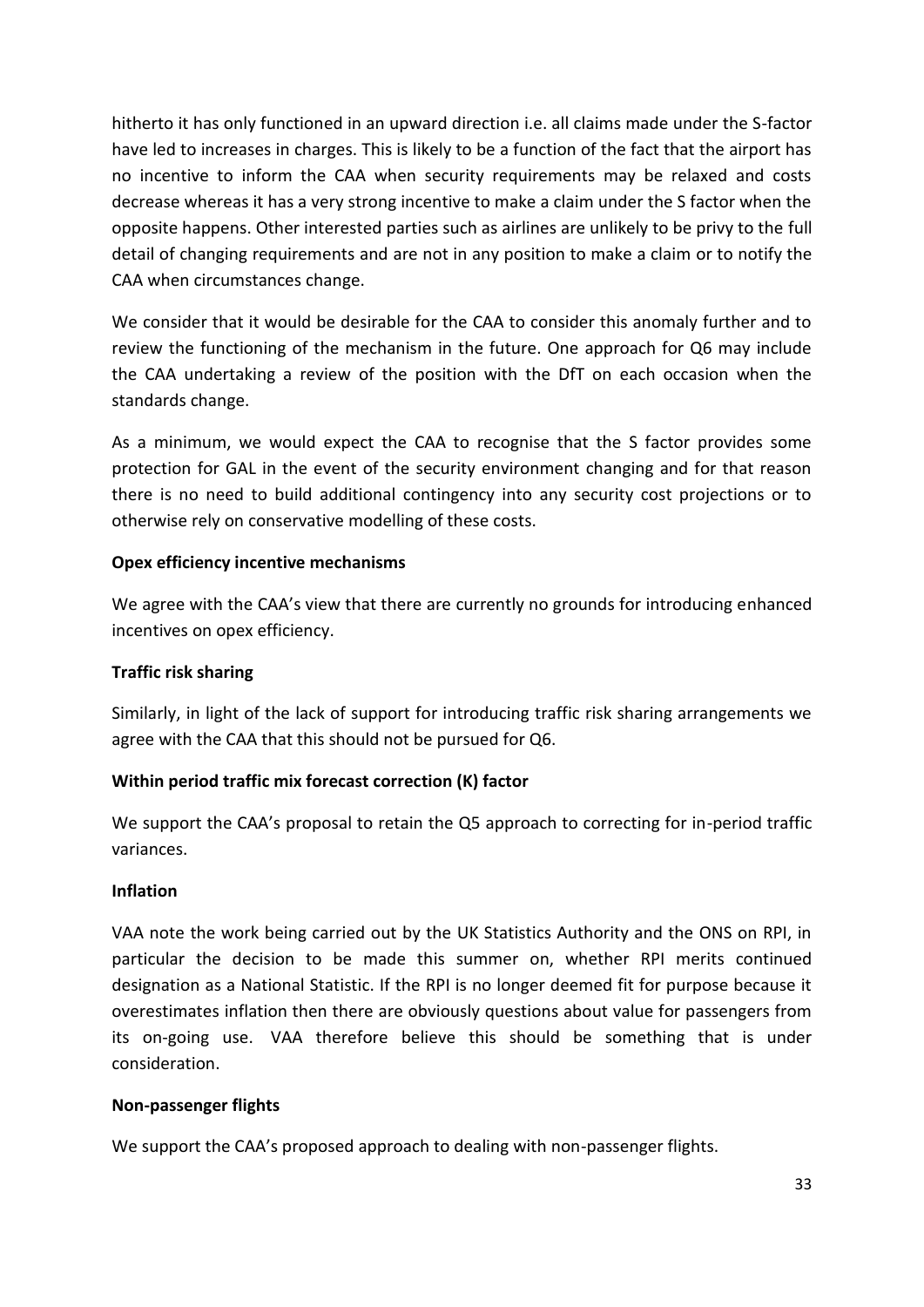hitherto it has only functioned in an upward direction i.e. all claims made under the S-factor have led to increases in charges. This is likely to be a function of the fact that the airport has no incentive to inform the CAA when security requirements may be relaxed and costs decrease whereas it has a very strong incentive to make a claim under the S factor when the opposite happens. Other interested parties such as airlines are unlikely to be privy to the full detail of changing requirements and are not in any position to make a claim or to notify the CAA when circumstances change.

We consider that it would be desirable for the CAA to consider this anomaly further and to review the functioning of the mechanism in the future. One approach for Q6 may include the CAA undertaking a review of the position with the DfT on each occasion when the standards change.

As a minimum, we would expect the CAA to recognise that the S factor provides some protection for GAL in the event of the security environment changing and for that reason there is no need to build additional contingency into any security cost projections or to otherwise rely on conservative modelling of these costs.

**Opex efficiency incentive mechanisms**

We agree with the CAA's view that there are currently no grounds for introducing enhanced incentives on opex efficiency.

**Traffic risk sharing**

Similarly, in light of the lack of support for introducing traffic risk sharing arrangements we agree with the CAA that this should not be pursued for Q6.

**Within period traffic mix forecast correction (K) factor**

We support the CAA's proposal to retain the Q5 approach to correcting for in-period traffic variances.

**Inflation**

VAA note the work being carried out by the UK Statistics Authority and the ONS on RPI, in particular the decision to be made this summer on, whether RPI merits continued designation as a National Statistic. If the RPI is no longer deemed fit for purpose because it overestimates inflation then there are obviously questions about value for passengers from its on-going use. VAA therefore believe this should be something that is under consideration.

**Non-passenger flights**

We support the CAA's proposed approach to dealing with non-passenger flights.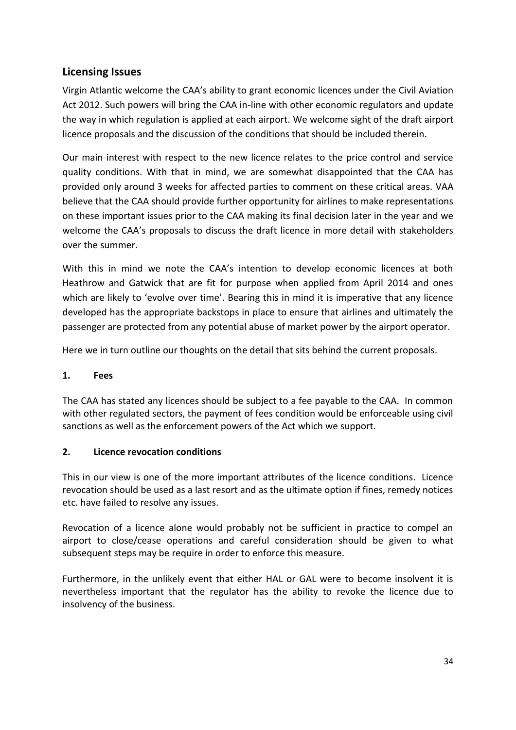## Licensing Issues

Virgin Atlantic welcome the CAA's ability to grant economic licences under the Civil Aviation Act 2012. Such powers will bring the CAA in-line with other economic regulators and update the way in which regulation is applied at each airport. We welcome sight of the draft airport licence proposals and the discussion of the conditions that should be included therein.

Our main interest with respect to the new licence relates to the price control and service quality conditions. With that in mind, we are somewhat disappointed that the CAA has provided only around 3 weeks for affected parties to comment on these critical areas. VAA believe that the CAA should provide further opportunity for airlines to make representations on these important issues prior to the CAA making its final decision later in the year and we welcome the CAA's proposals to discuss the draft licence in more detail with stakeholders over the summer.

With this in mind we note the CAA's intention to develop economic licences at both Heathrow and Gatwick that are fit for purpose when applied from April 2014 and ones which are likely to 'evolve over time'. Bearing this in mind it is imperative that any licence developed has the appropriate backstops in place to ensure that airlines and ultimately the passenger are protected from any potential abuse of market power by the airport operator.

Here we in turn outline our thoughts on the detail that sits behind the current proposals.

### 1. Fees

The CAA has stated any licences should be subject to a fee payable to the CAA. In common with other regulated sectors, the payment of fees condition would be enforceable using civil sanctions as well as the enforcement powers of the Act which we support.

### 2. Licence revocation conditions

This in our view is one of the more important attributes of the licence conditions. Licence revocation should be used as a last resort and as the ultimate option if fines, remedy notices etc. have failed to resolve any issues.

Revocation of a licence alone would probably not be sufficient in practice to compel an airport to close/cease operations and careful consideration should be given to what subsequent steps may be require in order to enforce this measure.

Furthermore, in the unlikely event that either HAL or GAL were to become insolvent it is nevertheless important that the regulator has the ability to revoke the licence due to insolvency of the business.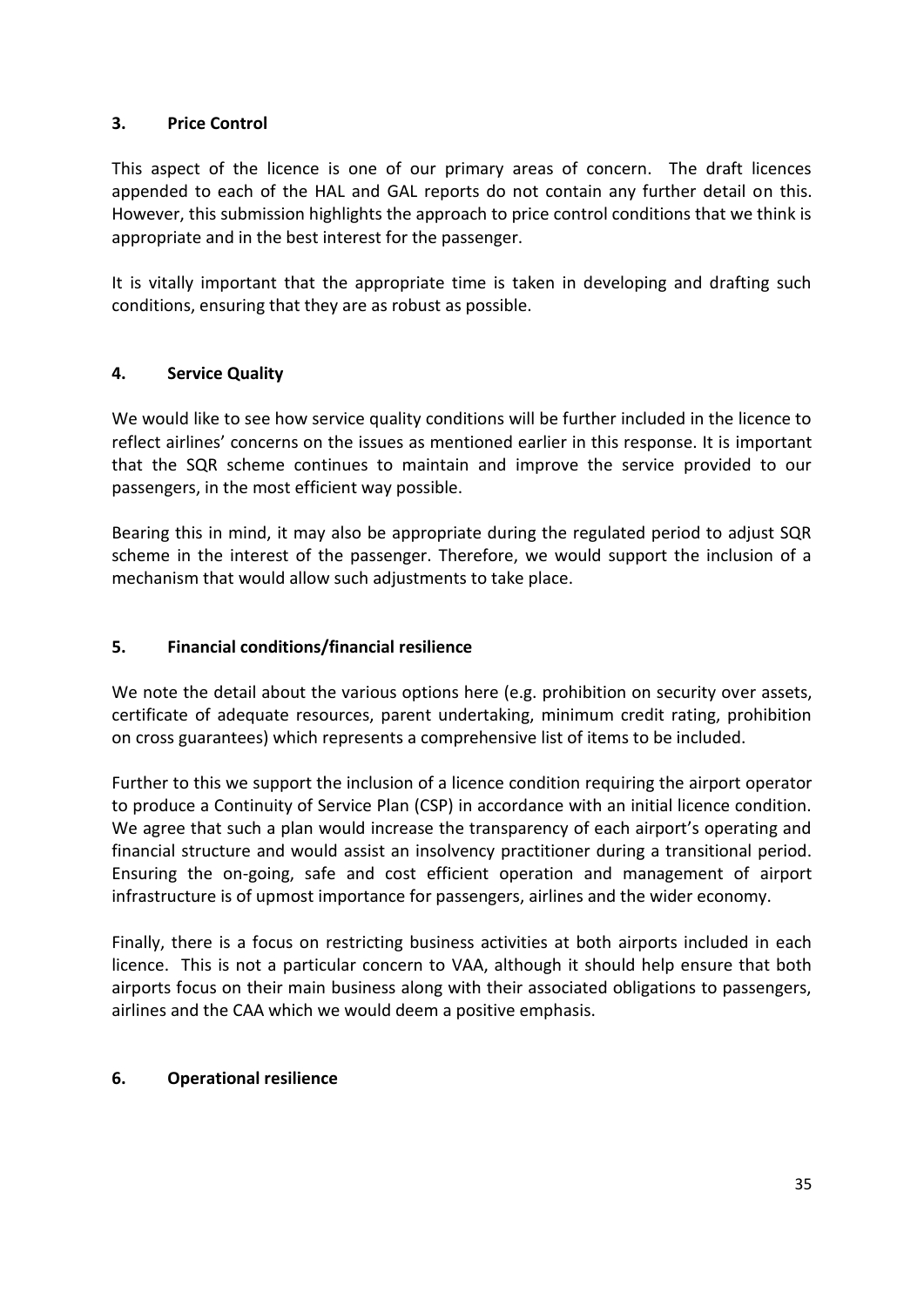## 3. Price Control

This aspect of the licence is one of our primary areas of concern. The draft licences appended to each of the HAL and GAL reports do not contain any further detail on this. However, this submission highlights the approach to price control conditions that we think is appropriate and in the best interest for the passenger.

It is vitally important that the appropriate time is taken in developing and drafting such conditions, ensuring that they are as robust as possible.

## 4. Service Quality

We would like to see how service quality conditions will be further included in the licence to reflect airlines' concerns on the issues as mentioned earlier in this response. It is important that the SQR scheme continues to maintain and improve the service provided to our passengers, in the most efficient way possible.

Bearing this in mind, it may also be appropriate during the regulated period to adjust SQR scheme in the interest of the passenger. Therefore, we would support the inclusion of a mechanism that would allow such adjustments to take place.

## 5. Financial conditions/financial resilience

We note the detail about the various options here (e.g. prohibition on security over assets, certificate of adequate resources, parent undertaking, minimum credit rating, prohibition on cross guarantees) which represents a comprehensive list of items to be included.

Further to this we support the inclusion of a licence condition requiring the airport operator to produce a Continuity of Service Plan (CSP) in accordance with an initial licence condition. We agree that such a plan would increase the transparency of each airport's operating and financial structure and would assist an insolvency practitioner during a transitional period. Ensuring the on-going, safe and cost efficient operation and management of airport infrastructure is of upmost importance for passengers, airlines and the wider economy.

Finally, there is a focus on restricting business activities at both airports included in each licence. This is not a particular concern to VAA, although it should help ensure that both airports focus on their main business along with their associated obligations to passengers, airlines and the CAA which we would deem a positive emphasis.

## 6. Operational resilience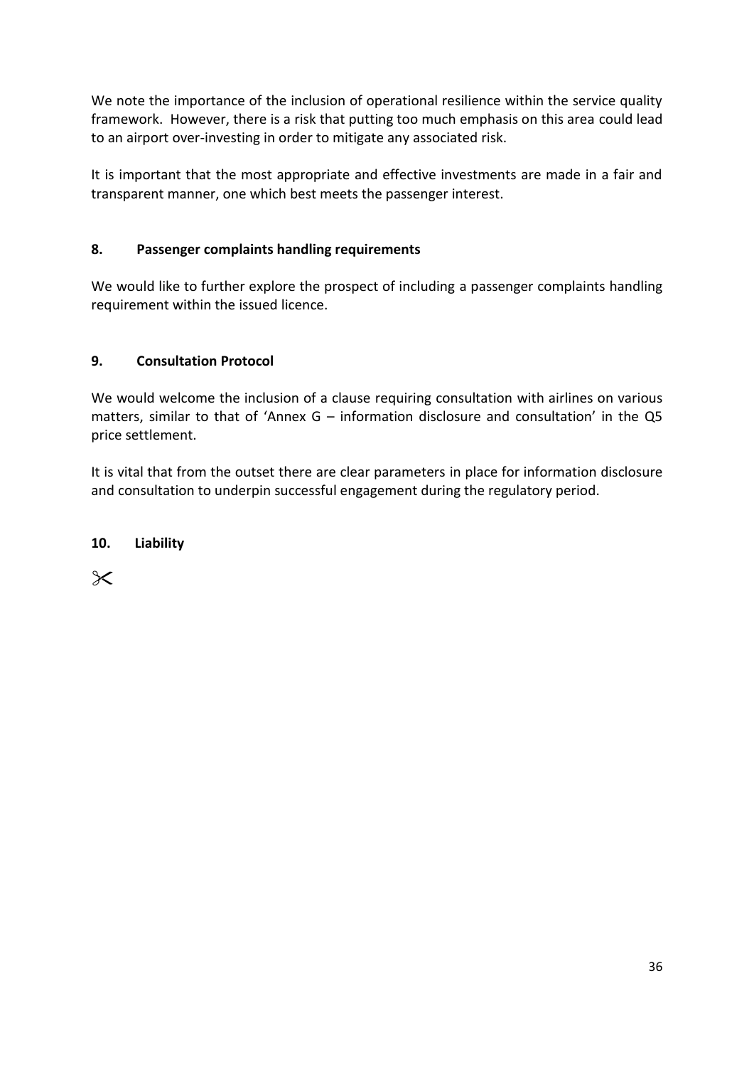We note the importance of the inclusion of operational resilience within the service quality framework. However, there is a risk that putting too much emphasis on this area could lead to an airport over-investing in order to mitigate any associated risk.

It is important that the most appropriate and effective investments are made in a fair and transparent manner, one which best meets the passenger interest.

## 8. Passenger complaints handling requirements

We would like to further explore the prospect of including a passenger complaints handling requirement within the issued licence.

## 9. Consultation Protocol

We would welcome the inclusion of a clause requiring consultation with airlines on various matters, similar to that of 'Annex G – information disclosure and consultation' in the Q5 price settlement.

It is vital that from the outset there are clear parameters in place for information disclosure and consultation to underpin successful engagement during the regulatory period.

## 10. Liability

✂